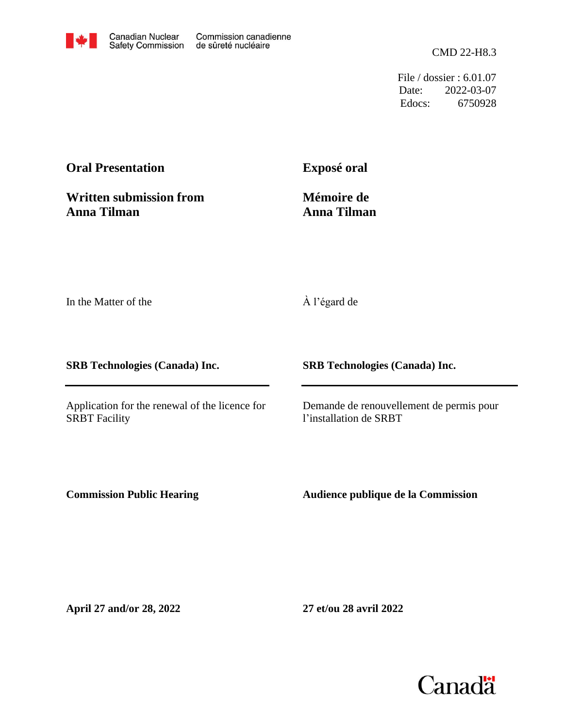Canadian Nuclear Safety Commission | Commission canadienne de sûreté nucléaire

CMD 22-H8.3

File / dossier : 6.01.07
Date: 2022-03-07
Edocs: 6750928

**Oral Presentation**

**Written submission from Anna Tilman**

**Exposé oral**

**Mémoire de Anna Tilman**

In the Matter of the

À l'égard de

**SRB Technologies (Canada) Inc.**

**SRB Technologies (Canada) Inc.**

Application for the renewal of the licence for SRBT Facility

Demande de renouvellement de permis pour l'installation de SRBT

**Commission Public Hearing**

**Audience publique de la Commission**

**April 27 and/or 28, 2022**

**27 et/ou 28 avril 2022**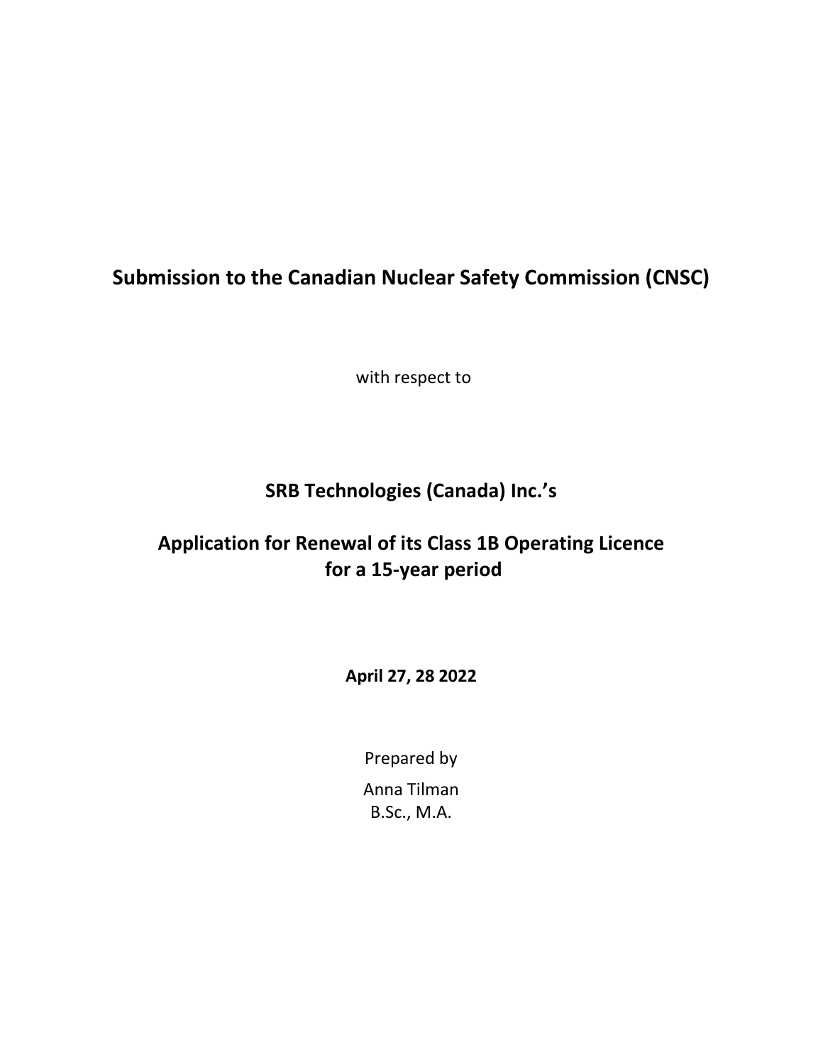# Submission to the Canadian Nuclear Safety Commission (CNSC)

with respect to

## SRB Technologies (Canada) Inc.'s

## Application for Renewal of its Class 1B Operating Licence for a 15-year period

**April 27, 28 2022**

Prepared by

Anna Tilman
B.Sc., M.A.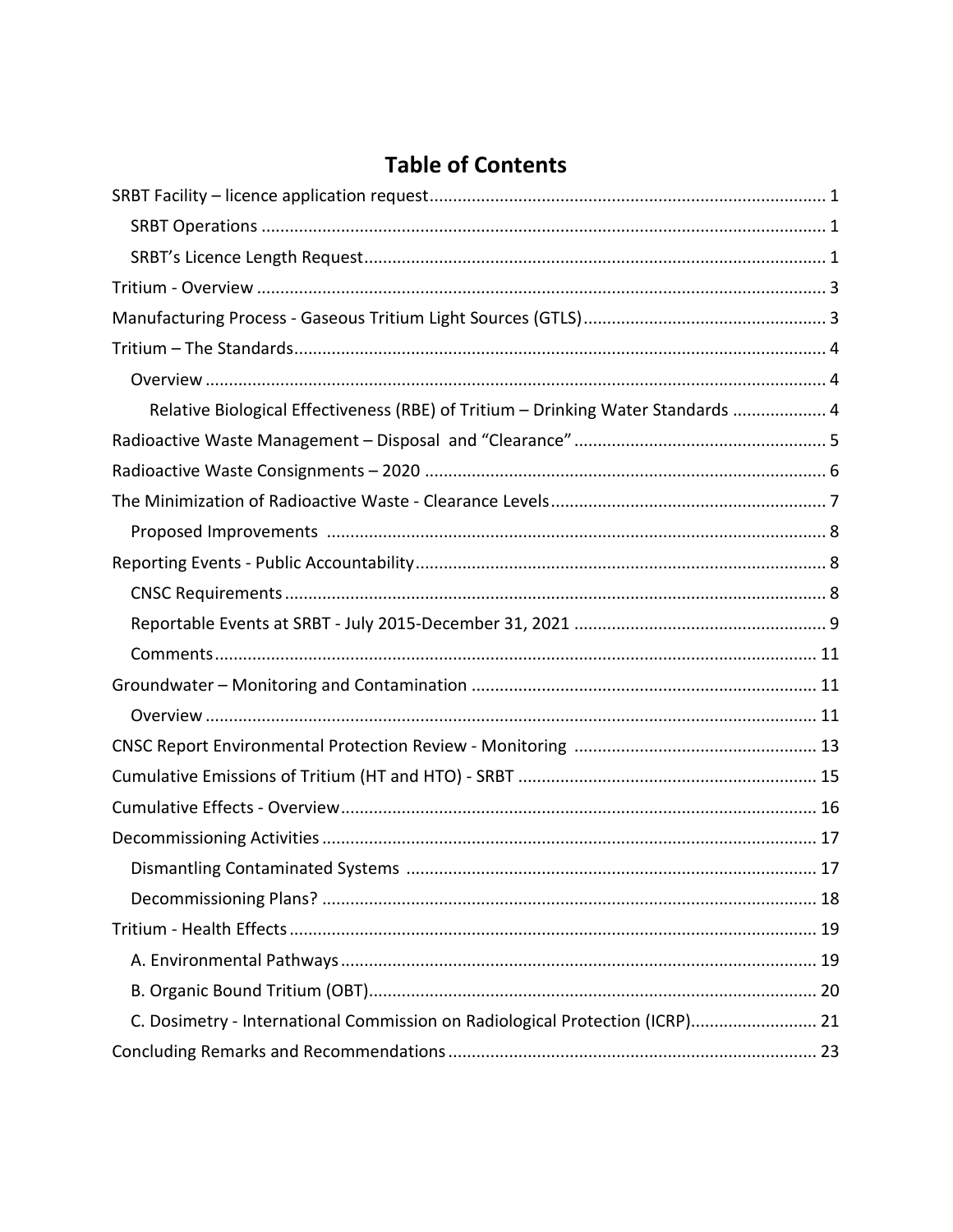# Table of Contents

SRBT Facility – licence application request ........................................................................................ 1

- SRBT Operations ........................................................................................................................ 1
- SRBT's Licence Length Request ................................................................................................. 1

Tritium - Overview ............................................................................................................................. 3

Manufacturing Process - Gaseous Tritium Light Sources (GTLS) ........................................................ 3

Tritium – The Standards ...................................................................................................................... 4

- Overview ..................................................................................................................................... 4
  - Relative Biological Effectiveness (RBE) of Tritium – Drinking Water Standards ..................... 4

Radioactive Waste Management – Disposal and "Clearance" ........................................................... 5

Radioactive Waste Consignments – 2020 .......................................................................................... 6

The Minimization of Radioactive Waste - Clearance Levels ............................................................... 7

- Proposed Improvements ............................................................................................................ 8

Reporting Events - Public Accountability ............................................................................................ 8

- CNSC Requirements .................................................................................................................... 8
- Reportable Events at SRBT - July 2015-December 31, 2021 ....................................................... 9
- Comments ................................................................................................................................. 11

Groundwater – Monitoring and Contamination ................................................................................ 11

- Overview ................................................................................................................................... 11

CNSC Report Environmental Protection Review - Monitoring ......................................................... 13

Cumulative Emissions of Tritium (HT and HTO) - SRBT ..................................................................... 15

Cumulative Effects - Overview ........................................................................................................... 16

Decommissioning Activities ............................................................................................................... 17

- Dismantling Contaminated Systems ......................................................................................... 17
- Decommissioning Plans? ........................................................................................................... 18

Tritium - Health Effects ...................................................................................................................... 19

- A. Environmental Pathways ........................................................................................................ 19
- B. Organic Bound Tritium (OBT) .................................................................................................. 20
- C. Dosimetry - International Commission on Radiological Protection (ICRP) ............................ 21

Concluding Remarks and Recommendations .................................................................................... 23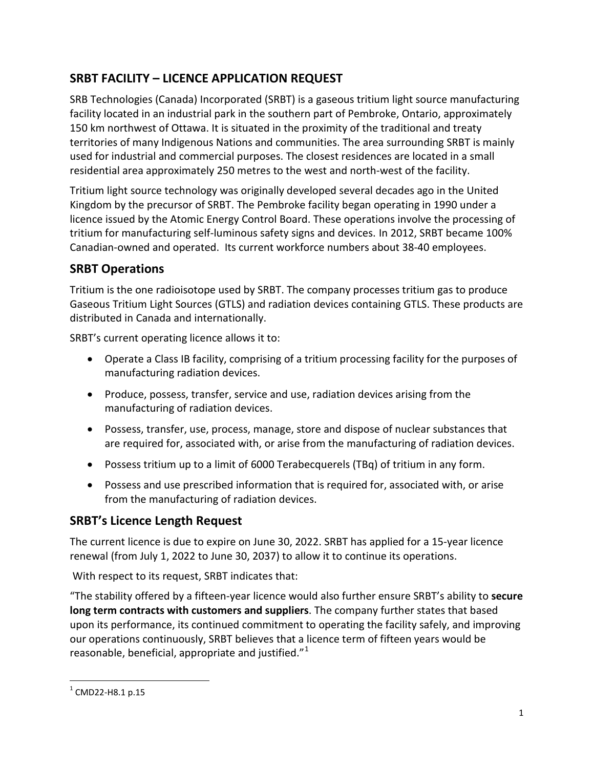## SRBT FACILITY – LICENCE APPLICATION REQUEST

SRB Technologies (Canada) Incorporated (SRBT) is a gaseous tritium light source manufacturing facility located in an industrial park in the southern part of Pembroke, Ontario, approximately 150 km northwest of Ottawa. It is situated in the proximity of the traditional and treaty territories of many Indigenous Nations and communities. The area surrounding SRBT is mainly used for industrial and commercial purposes. The closest residences are located in a small residential area approximately 250 metres to the west and north-west of the facility.

Tritium light source technology was originally developed several decades ago in the United Kingdom by the precursor of SRBT. The Pembroke facility began operating in 1990 under a licence issued by the Atomic Energy Control Board. These operations involve the processing of tritium for manufacturing self-luminous safety signs and devices. In 2012, SRBT became 100% Canadian-owned and operated. Its current workforce numbers about 38-40 employees.

## SRBT Operations

Tritium is the one radioisotope used by SRBT. The company processes tritium gas to produce Gaseous Tritium Light Sources (GTLS) and radiation devices containing GTLS. These products are distributed in Canada and internationally.

SRBT's current operating licence allows it to:

- Operate a Class IB facility, comprising of a tritium processing facility for the purposes of manufacturing radiation devices.
- Produce, possess, transfer, service and use, radiation devices arising from the manufacturing of radiation devices.
- Possess, transfer, use, process, manage, store and dispose of nuclear substances that are required for, associated with, or arise from the manufacturing of radiation devices.
- Possess tritium up to a limit of 6000 Terabecquerels (TBq) of tritium in any form.
- Possess and use prescribed information that is required for, associated with, or arise from the manufacturing of radiation devices.

## SRBT's Licence Length Request

The current licence is due to expire on June 30, 2022. SRBT has applied for a 15-year licence renewal (from July 1, 2022 to June 30, 2037) to allow it to continue its operations.

With respect to its request, SRBT indicates that:

"The stability offered by a fifteen-year licence would also further ensure SRBT's ability to **secure long term contracts with customers and suppliers**. The company further states that based upon its performance, its continued commitment to operating the facility safely, and improving our operations continuously, SRBT believes that a licence term of fifteen years would be reasonable, beneficial, appropriate and justified."[1]

[1] CMD22-H8.1 p.15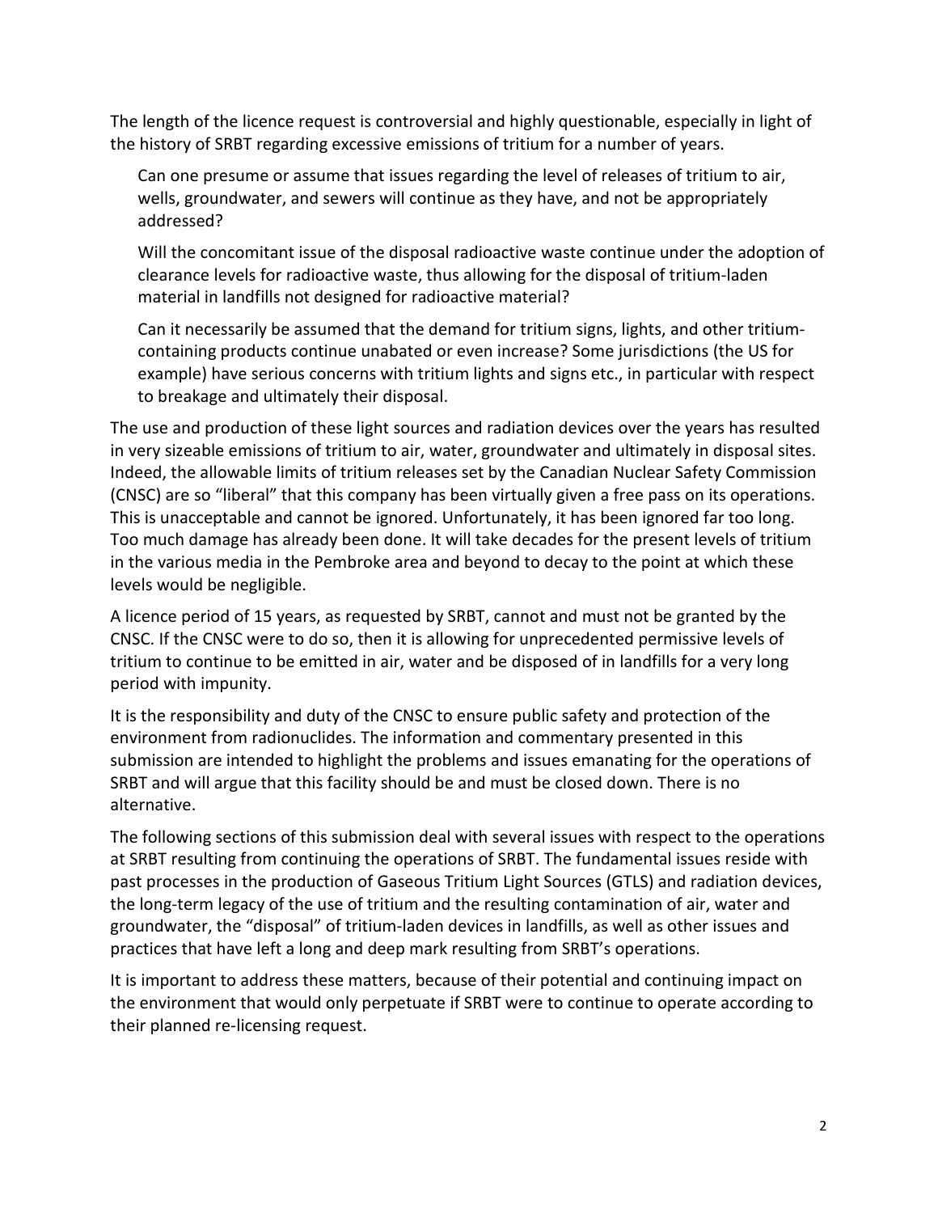The length of the licence request is controversial and highly questionable, especially in light of the history of SRBT regarding excessive emissions of tritium for a number of years.

> Can one presume or assume that issues regarding the level of releases of tritium to air, wells, groundwater, and sewers will continue as they have, and not be appropriately addressed?
>
> Will the concomitant issue of the disposal radioactive waste continue under the adoption of clearance levels for radioactive waste, thus allowing for the disposal of tritium-laden material in landfills not designed for radioactive material?
>
> Can it necessarily be assumed that the demand for tritium signs, lights, and other tritium-containing products continue unabated or even increase? Some jurisdictions (the US for example) have serious concerns with tritium lights and signs etc., in particular with respect to breakage and ultimately their disposal.

The use and production of these light sources and radiation devices over the years has resulted in very sizeable emissions of tritium to air, water, groundwater and ultimately in disposal sites. Indeed, the allowable limits of tritium releases set by the Canadian Nuclear Safety Commission (CNSC) are so "liberal" that this company has been virtually given a free pass on its operations. This is unacceptable and cannot be ignored. Unfortunately, it has been ignored far too long. Too much damage has already been done. It will take decades for the present levels of tritium in the various media in the Pembroke area and beyond to decay to the point at which these levels would be negligible.

A licence period of 15 years, as requested by SRBT, cannot and must not be granted by the CNSC. If the CNSC were to do so, then it is allowing for unprecedented permissive levels of tritium to continue to be emitted in air, water and be disposed of in landfills for a very long period with impunity.

It is the responsibility and duty of the CNSC to ensure public safety and protection of the environment from radionuclides. The information and commentary presented in this submission are intended to highlight the problems and issues emanating for the operations of SRBT and will argue that this facility should be and must be closed down. There is no alternative.

The following sections of this submission deal with several issues with respect to the operations at SRBT resulting from continuing the operations of SRBT. The fundamental issues reside with past processes in the production of Gaseous Tritium Light Sources (GTLS) and radiation devices, the long-term legacy of the use of tritium and the resulting contamination of air, water and groundwater, the "disposal" of tritium-laden devices in landfills, as well as other issues and practices that have left a long and deep mark resulting from SRBT's operations.

It is important to address these matters, because of their potential and continuing impact on the environment that would only perpetuate if SRBT were to continue to operate according to their planned re-licensing request.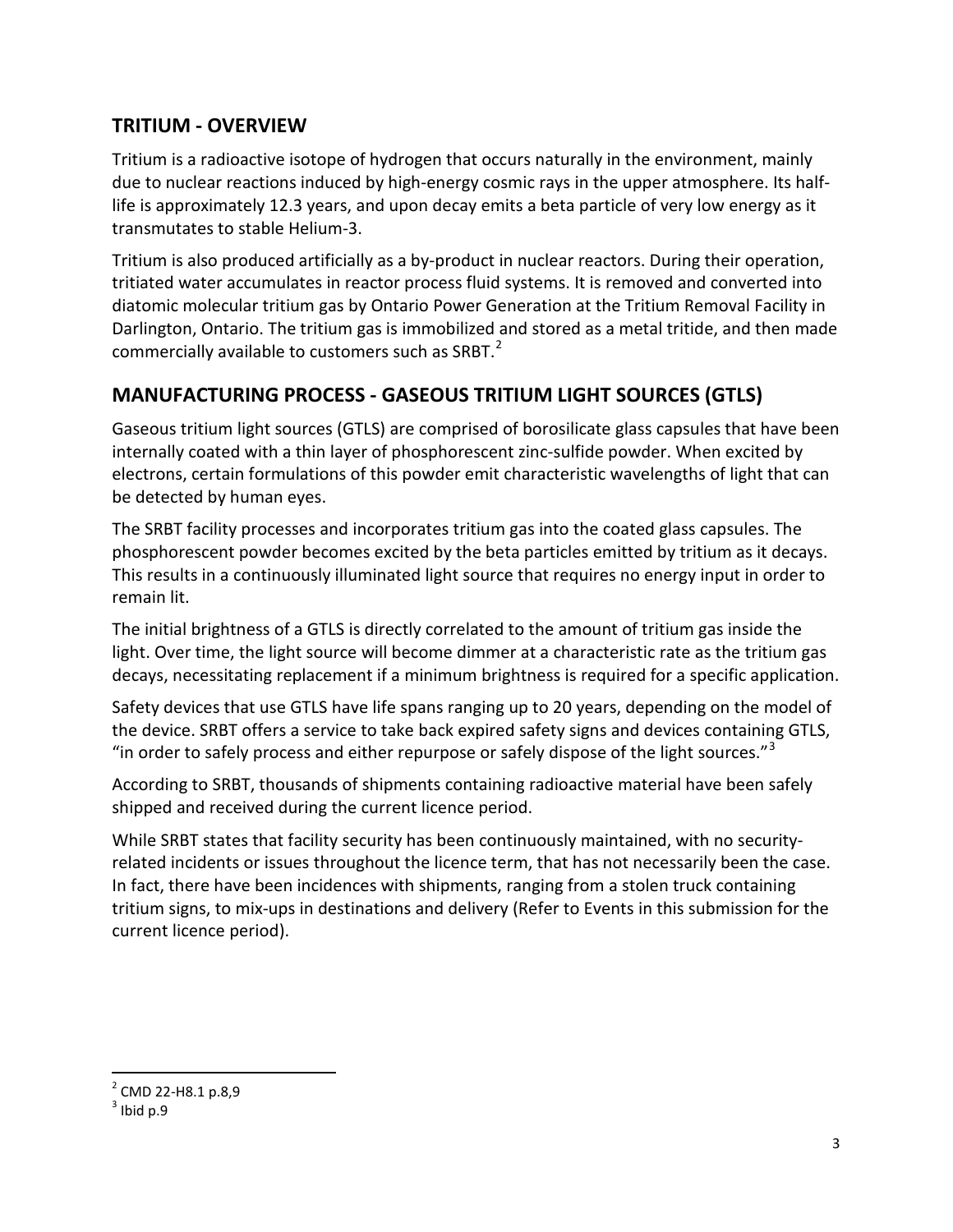## TRITIUM - OVERVIEW

Tritium is a radioactive isotope of hydrogen that occurs naturally in the environment, mainly due to nuclear reactions induced by high-energy cosmic rays in the upper atmosphere. Its half-life is approximately 12.3 years, and upon decay emits a beta particle of very low energy as it transmutates to stable Helium-3.

Tritium is also produced artificially as a by-product in nuclear reactors. During their operation, tritiated water accumulates in reactor process fluid systems. It is removed and converted into diatomic molecular tritium gas by Ontario Power Generation at the Tritium Removal Facility in Darlington, Ontario. The tritium gas is immobilized and stored as a metal tritide, and then made commercially available to customers such as SRBT.[2]

## MANUFACTURING PROCESS - GASEOUS TRITIUM LIGHT SOURCES (GTLS)

Gaseous tritium light sources (GTLS) are comprised of borosilicate glass capsules that have been internally coated with a thin layer of phosphorescent zinc-sulfide powder. When excited by electrons, certain formulations of this powder emit characteristic wavelengths of light that can be detected by human eyes.

The SRBT facility processes and incorporates tritium gas into the coated glass capsules. The phosphorescent powder becomes excited by the beta particles emitted by tritium as it decays. This results in a continuously illuminated light source that requires no energy input in order to remain lit.

The initial brightness of a GTLS is directly correlated to the amount of tritium gas inside the light. Over time, the light source will become dimmer at a characteristic rate as the tritium gas decays, necessitating replacement if a minimum brightness is required for a specific application.

Safety devices that use GTLS have life spans ranging up to 20 years, depending on the model of the device. SRBT offers a service to take back expired safety signs and devices containing GTLS, "in order to safely process and either repurpose or safely dispose of the light sources."[3]

According to SRBT, thousands of shipments containing radioactive material have been safely shipped and received during the current licence period.

While SRBT states that facility security has been continuously maintained, with no security-related incidents or issues throughout the licence term, that has not necessarily been the case. In fact, there have been incidences with shipments, ranging from a stolen truck containing tritium signs, to mix-ups in destinations and delivery (Refer to Events in this submission for the current licence period).

---

[2] CMD 22-H8.1 p.8,9

[3] Ibid p.9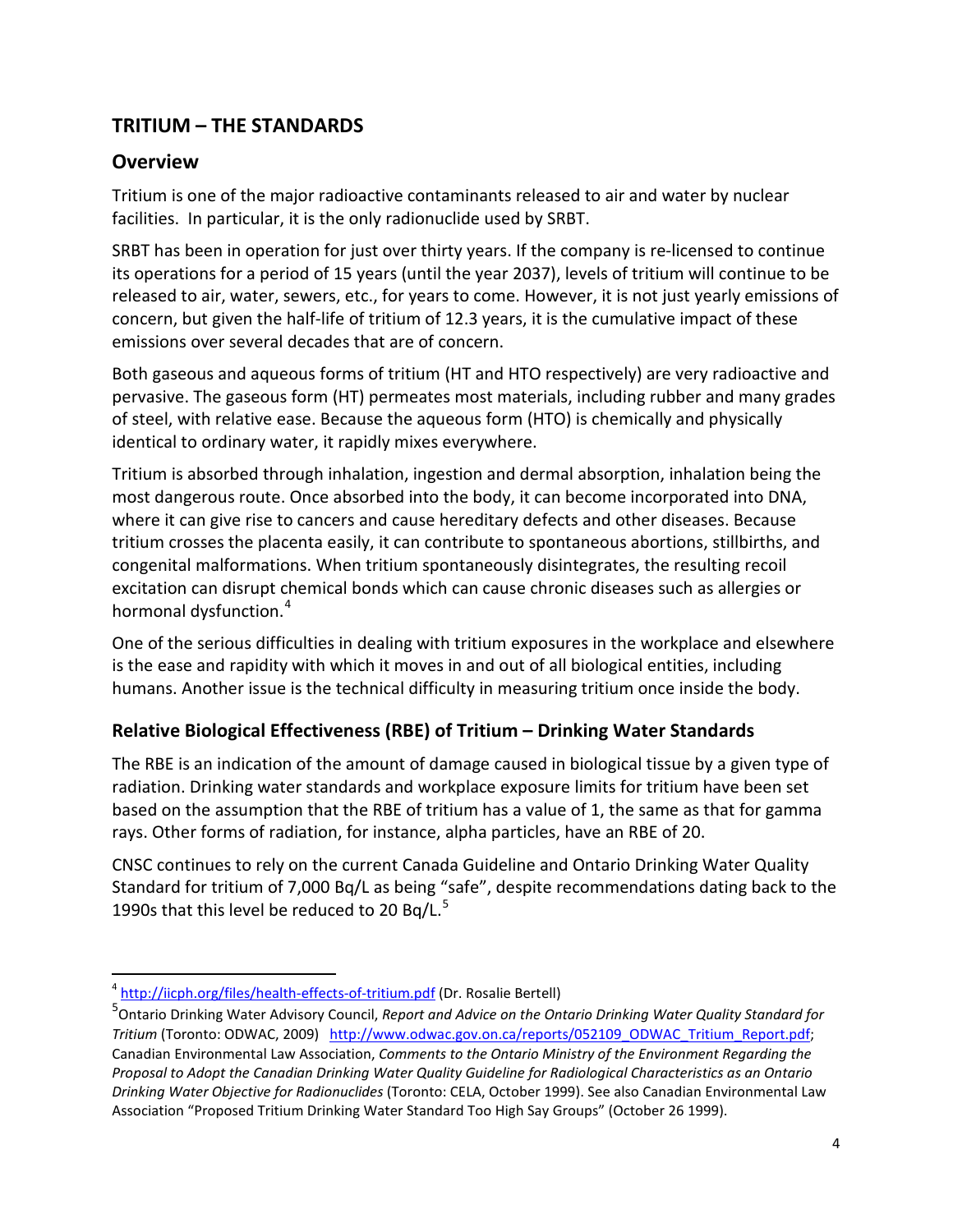## TRITIUM – THE STANDARDS

### Overview

Tritium is one of the major radioactive contaminants released to air and water by nuclear facilities. In particular, it is the only radionuclide used by SRBT.

SRBT has been in operation for just over thirty years. If the company is re-licensed to continue its operations for a period of 15 years (until the year 2037), levels of tritium will continue to be released to air, water, sewers, etc., for years to come. However, it is not just yearly emissions of concern, but given the half-life of tritium of 12.3 years, it is the cumulative impact of these emissions over several decades that are of concern.

Both gaseous and aqueous forms of tritium (HT and HTO respectively) are very radioactive and pervasive. The gaseous form (HT) permeates most materials, including rubber and many grades of steel, with relative ease. Because the aqueous form (HTO) is chemically and physically identical to ordinary water, it rapidly mixes everywhere.

Tritium is absorbed through inhalation, ingestion and dermal absorption, inhalation being the most dangerous route. Once absorbed into the body, it can become incorporated into DNA, where it can give rise to cancers and cause hereditary defects and other diseases. Because tritium crosses the placenta easily, it can contribute to spontaneous abortions, stillbirths, and congenital malformations. When tritium spontaneously disintegrates, the resulting recoil excitation can disrupt chemical bonds which can cause chronic diseases such as allergies or hormonal dysfunction.[4]

One of the serious difficulties in dealing with tritium exposures in the workplace and elsewhere is the ease and rapidity with which it moves in and out of all biological entities, including humans. Another issue is the technical difficulty in measuring tritium once inside the body.

### Relative Biological Effectiveness (RBE) of Tritium – Drinking Water Standards

The RBE is an indication of the amount of damage caused in biological tissue by a given type of radiation. Drinking water standards and workplace exposure limits for tritium have been set based on the assumption that the RBE of tritium has a value of 1, the same as that for gamma rays. Other forms of radiation, for instance, alpha particles, have an RBE of 20.

CNSC continues to rely on the current Canada Guideline and Ontario Drinking Water Quality Standard for tritium of 7,000 Bq/L as being "safe", despite recommendations dating back to the 1990s that this level be reduced to 20 Bq/L.[5]

---

[4] http://iicph.org/files/health-effects-of-tritium.pdf (Dr. Rosalie Bertell)

[5] Ontario Drinking Water Advisory Council, *Report and Advice on the Ontario Drinking Water Quality Standard for Tritium* (Toronto: ODWAC, 2009) http://www.odwac.gov.on.ca/reports/052109_ODWAC_Tritium_Report.pdf; Canadian Environmental Law Association, *Comments to the Ontario Ministry of the Environment Regarding the Proposal to Adopt the Canadian Drinking Water Quality Guideline for Radiological Characteristics as an Ontario Drinking Water Objective for Radionuclides* (Toronto: CELA, October 1999). See also Canadian Environmental Law Association "Proposed Tritium Drinking Water Standard Too High Say Groups" (October 26 1999).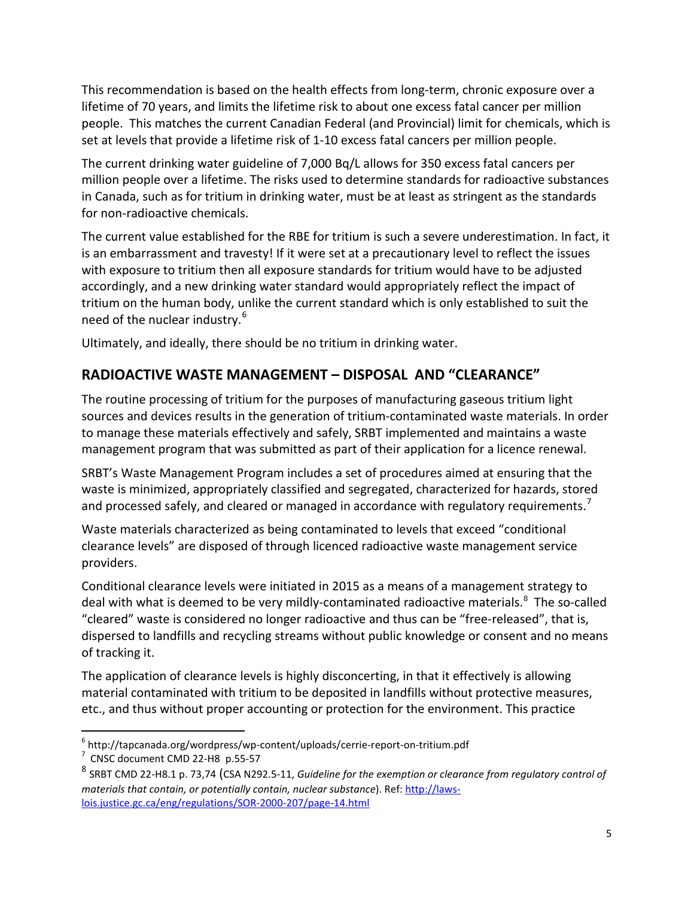This recommendation is based on the health effects from long-term, chronic exposure over a lifetime of 70 years, and limits the lifetime risk to about one excess fatal cancer per million people. This matches the current Canadian Federal (and Provincial) limit for chemicals, which is set at levels that provide a lifetime risk of 1-10 excess fatal cancers per million people.

The current drinking water guideline of 7,000 Bq/L allows for 350 excess fatal cancers per million people over a lifetime. The risks used to determine standards for radioactive substances in Canada, such as for tritium in drinking water, must be at least as stringent as the standards for non-radioactive chemicals.

The current value established for the RBE for tritium is such a severe underestimation. In fact, it is an embarrassment and travesty! If it were set at a precautionary level to reflect the issues with exposure to tritium then all exposure standards for tritium would have to be adjusted accordingly, and a new drinking water standard would appropriately reflect the impact of tritium on the human body, unlike the current standard which is only established to suit the need of the nuclear industry.[6]

Ultimately, and ideally, there should be no tritium in drinking water.

## RADIOACTIVE WASTE MANAGEMENT – DISPOSAL AND "CLEARANCE"

The routine processing of tritium for the purposes of manufacturing gaseous tritium light sources and devices results in the generation of tritium-contaminated waste materials. In order to manage these materials effectively and safely, SRBT implemented and maintains a waste management program that was submitted as part of their application for a licence renewal.

SRBT's Waste Management Program includes a set of procedures aimed at ensuring that the waste is minimized, appropriately classified and segregated, characterized for hazards, stored and processed safely, and cleared or managed in accordance with regulatory requirements.[7]

Waste materials characterized as being contaminated to levels that exceed "conditional clearance levels" are disposed of through licenced radioactive waste management service providers.

Conditional clearance levels were initiated in 2015 as a means of a management strategy to deal with what is deemed to be very mildly-contaminated radioactive materials.[8] The so-called "cleared" waste is considered no longer radioactive and thus can be "free-released", that is, dispersed to landfills and recycling streams without public knowledge or consent and no means of tracking it.

The application of clearance levels is highly disconcerting, in that it effectively is allowing material contaminated with tritium to be deposited in landfills without protective measures, etc., and thus without proper accounting or protection for the environment. This practice

---

[6] http://tapcanada.org/wordpress/wp-content/uploads/cerrie-report-on-tritium.pdf

[7] CNSC document CMD 22-H8 p.55-57

[8] SRBT CMD 22-H8.1 p. 73,74 (CSA N292.5-11, *Guideline for the exemption or clearance from regulatory control of materials that contain, or potentially contain, nuclear substance*). Ref: http://laws-lois.justice.gc.ca/eng/regulations/SOR-2000-207/page-14.html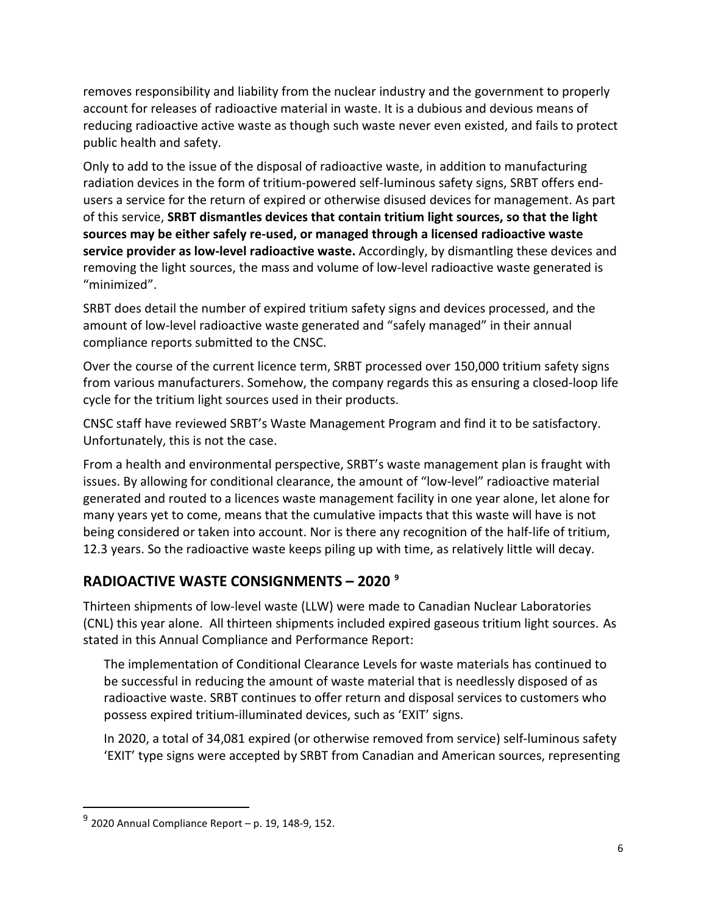removes responsibility and liability from the nuclear industry and the government to properly account for releases of radioactive material in waste. It is a dubious and devious means of reducing radioactive active waste as though such waste never even existed, and fails to protect public health and safety.

Only to add to the issue of the disposal of radioactive waste, in addition to manufacturing radiation devices in the form of tritium-powered self-luminous safety signs, SRBT offers end-users a service for the return of expired or otherwise disused devices for management. As part of this service, **SRBT dismantles devices that contain tritium light sources, so that the light sources may be either safely re-used, or managed through a licensed radioactive waste service provider as low-level radioactive waste.** Accordingly, by dismantling these devices and removing the light sources, the mass and volume of low-level radioactive waste generated is "minimized".

SRBT does detail the number of expired tritium safety signs and devices processed, and the amount of low-level radioactive waste generated and "safely managed" in their annual compliance reports submitted to the CNSC.

Over the course of the current licence term, SRBT processed over 150,000 tritium safety signs from various manufacturers. Somehow, the company regards this as ensuring a closed-loop life cycle for the tritium light sources used in their products.

CNSC staff have reviewed SRBT's Waste Management Program and find it to be satisfactory. Unfortunately, this is not the case.

From a health and environmental perspective, SRBT's waste management plan is fraught with issues. By allowing for conditional clearance, the amount of "low-level" radioactive material generated and routed to a licences waste management facility in one year alone, let alone for many years yet to come, means that the cumulative impacts that this waste will have is not being considered or taken into account. Nor is there any recognition of the half-life of tritium, 12.3 years. So the radioactive waste keeps piling up with time, as relatively little will decay.

## RADIOACTIVE WASTE CONSIGNMENTS – 2020 [9]

Thirteen shipments of low-level waste (LLW) were made to Canadian Nuclear Laboratories (CNL) this year alone. All thirteen shipments included expired gaseous tritium light sources. As stated in this Annual Compliance and Performance Report:

> The implementation of Conditional Clearance Levels for waste materials has continued to be successful in reducing the amount of waste material that is needlessly disposed of as radioactive waste. SRBT continues to offer return and disposal services to customers who possess expired tritium-illuminated devices, such as 'EXIT' signs.
>
> In 2020, a total of 34,081 expired (or otherwise removed from service) self-luminous safety 'EXIT' type signs were accepted by SRBT from Canadian and American sources, representing

---

[9] 2020 Annual Compliance Report – p. 19, 148-9, 152.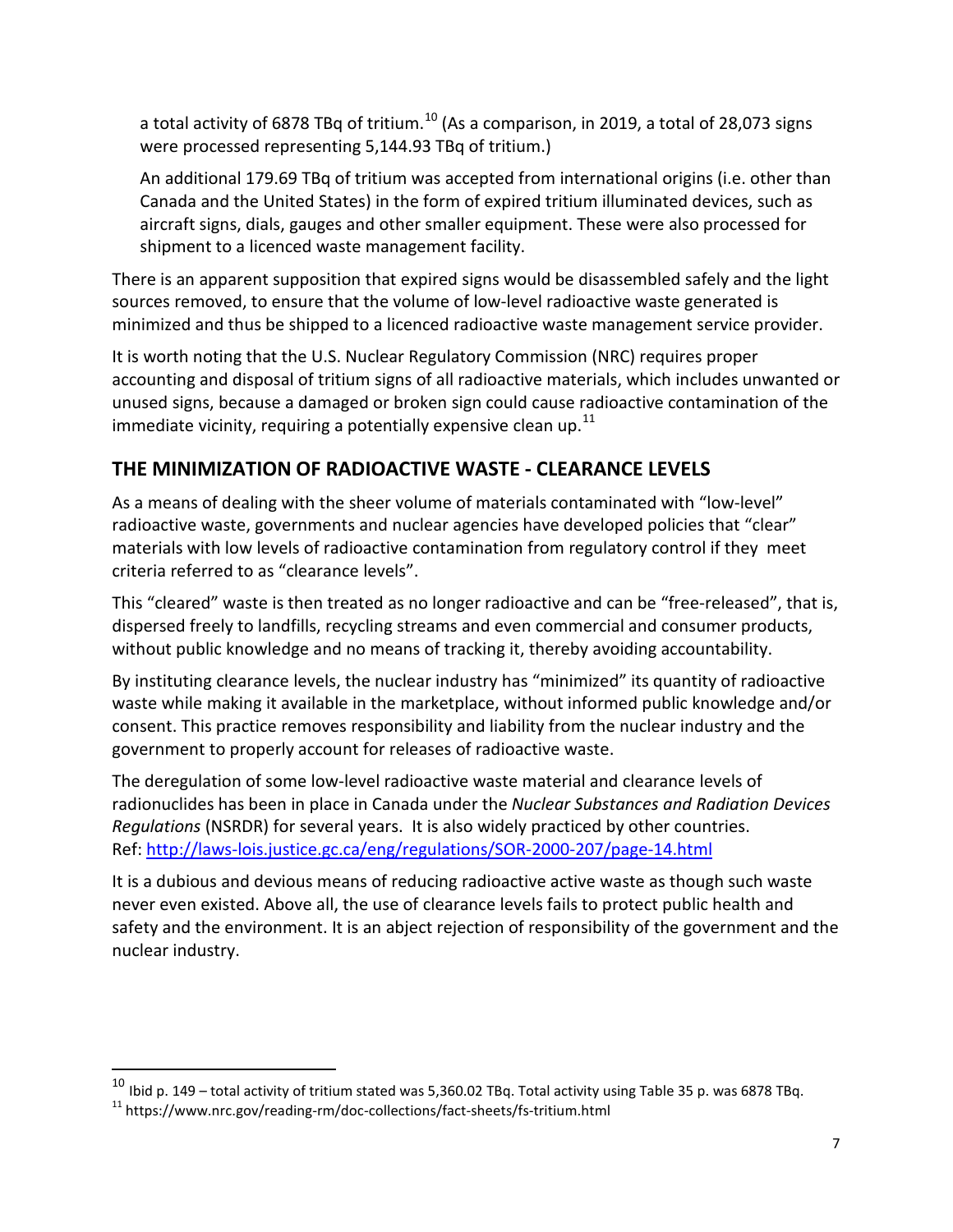a total activity of 6878 TBq of tritium.[10] (As a comparison, in 2019, a total of 28,073 signs were processed representing 5,144.93 TBq of tritium.)

An additional 179.69 TBq of tritium was accepted from international origins (i.e. other than Canada and the United States) in the form of expired tritium illuminated devices, such as aircraft signs, dials, gauges and other smaller equipment. These were also processed for shipment to a licenced waste management facility.

There is an apparent supposition that expired signs would be disassembled safely and the light sources removed, to ensure that the volume of low-level radioactive waste generated is minimized and thus be shipped to a licenced radioactive waste management service provider.

It is worth noting that the U.S. Nuclear Regulatory Commission (NRC) requires proper accounting and disposal of tritium signs of all radioactive materials, which includes unwanted or unused signs, because a damaged or broken sign could cause radioactive contamination of the immediate vicinity, requiring a potentially expensive clean up.[11]

## THE MINIMIZATION OF RADIOACTIVE WASTE - CLEARANCE LEVELS

As a means of dealing with the sheer volume of materials contaminated with "low-level" radioactive waste, governments and nuclear agencies have developed policies that "clear" materials with low levels of radioactive contamination from regulatory control if they meet criteria referred to as "clearance levels".

This "cleared" waste is then treated as no longer radioactive and can be "free-released", that is, dispersed freely to landfills, recycling streams and even commercial and consumer products, without public knowledge and no means of tracking it, thereby avoiding accountability.

By instituting clearance levels, the nuclear industry has "minimized" its quantity of radioactive waste while making it available in the marketplace, without informed public knowledge and/or consent. This practice removes responsibility and liability from the nuclear industry and the government to properly account for releases of radioactive waste.

The deregulation of some low-level radioactive waste material and clearance levels of radionuclides has been in place in Canada under the *Nuclear Substances and Radiation Devices Regulations* (NSRDR) for several years. It is also widely practiced by other countries.
Ref: [http://laws-lois.justice.gc.ca/eng/regulations/SOR-2000-207/page-14.html](http://laws-lois.justice.gc.ca/eng/regulations/SOR-2000-207/page-14.html)

It is a dubious and devious means of reducing radioactive active waste as though such waste never even existed. Above all, the use of clearance levels fails to protect public health and safety and the environment. It is an abject rejection of responsibility of the government and the nuclear industry.

---

[10] Ibid p. 149 – total activity of tritium stated was 5,360.02 TBq. Total activity using Table 35 p. was 6878 TBq.

[11] https://www.nrc.gov/reading-rm/doc-collections/fact-sheets/fs-tritium.html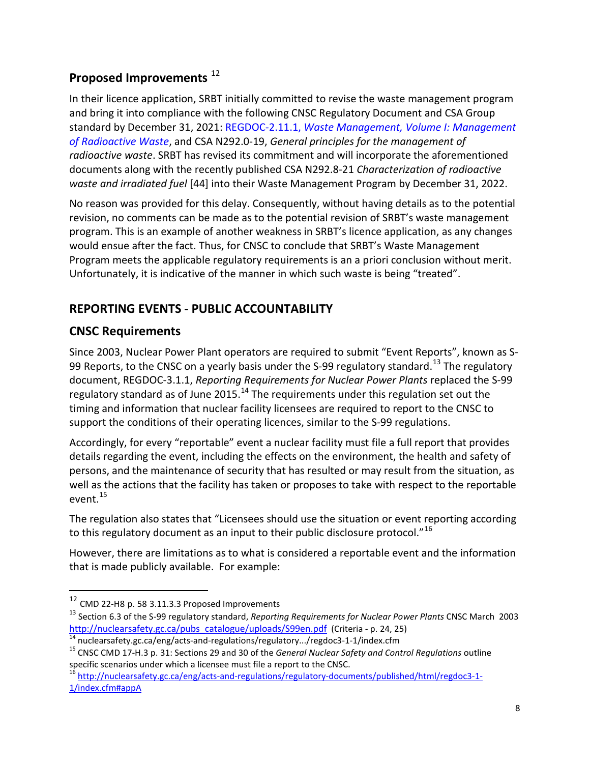## Proposed Improvements [12]

In their licence application, SRBT initially committed to revise the waste management program and bring it into compliance with the following CNSC Regulatory Document and CSA Group standard by December 31, 2021: REGDOC-2.11.1, *Waste Management, Volume I: Management of Radioactive Waste*, and CSA N292.0-19, *General principles for the management of radioactive waste*. SRBT has revised its commitment and will incorporate the aforementioned documents along with the recently published CSA N292.8-21 *Characterization of radioactive waste and irradiated fuel* [44] into their Waste Management Program by December 31, 2022.

No reason was provided for this delay. Consequently, without having details as to the potential revision, no comments can be made as to the potential revision of SRBT's waste management program. This is an example of another weakness in SRBT's licence application, as any changes would ensue after the fact. Thus, for CNSC to conclude that SRBT's Waste Management Program meets the applicable regulatory requirements is an a priori conclusion without merit. Unfortunately, it is indicative of the manner in which such waste is being "treated".

## REPORTING EVENTS - PUBLIC ACCOUNTABILITY

### CNSC Requirements

Since 2003, Nuclear Power Plant operators are required to submit "Event Reports", known as S-99 Reports, to the CNSC on a yearly basis under the S-99 regulatory standard.[13] The regulatory document, REGDOC-3.1.1, *Reporting Requirements for Nuclear Power Plants* replaced the S-99 regulatory standard as of June 2015.[14] The requirements under this regulation set out the timing and information that nuclear facility licensees are required to report to the CNSC to support the conditions of their operating licences, similar to the S-99 regulations.

Accordingly, for every "reportable" event a nuclear facility must file a full report that provides details regarding the event, including the effects on the environment, the health and safety of persons, and the maintenance of security that has resulted or may result from the situation, as well as the actions that the facility has taken or proposes to take with respect to the reportable event.[15]

The regulation also states that "Licensees should use the situation or event reporting according to this regulatory document as an input to their public disclosure protocol."[16]

However, there are limitations as to what is considered a reportable event and the information that is made publicly available. For example:

---

[12] CMD 22-H8 p. 58 3.11.3.3 Proposed Improvements

[13] Section 6.3 of the S-99 regulatory standard, *Reporting Requirements for Nuclear Power Plants* CNSC March 2003 http://nuclearsafety.gc.ca/pubs_catalogue/uploads/S99en.pdf (Criteria - p. 24, 25)

[14] nuclearsafety.gc.ca/eng/acts-and-regulations/regulatory.../regdoc3-1-1/index.cfm

[15] CNSC CMD 17-H.3 p. 31: Sections 29 and 30 of the *General Nuclear Safety and Control Regulations* outline specific scenarios under which a licensee must file a report to the CNSC.

[16] http://nuclearsafety.gc.ca/eng/acts-and-regulations/regulatory-documents/published/html/regdoc3-1-1/index.cfm#appA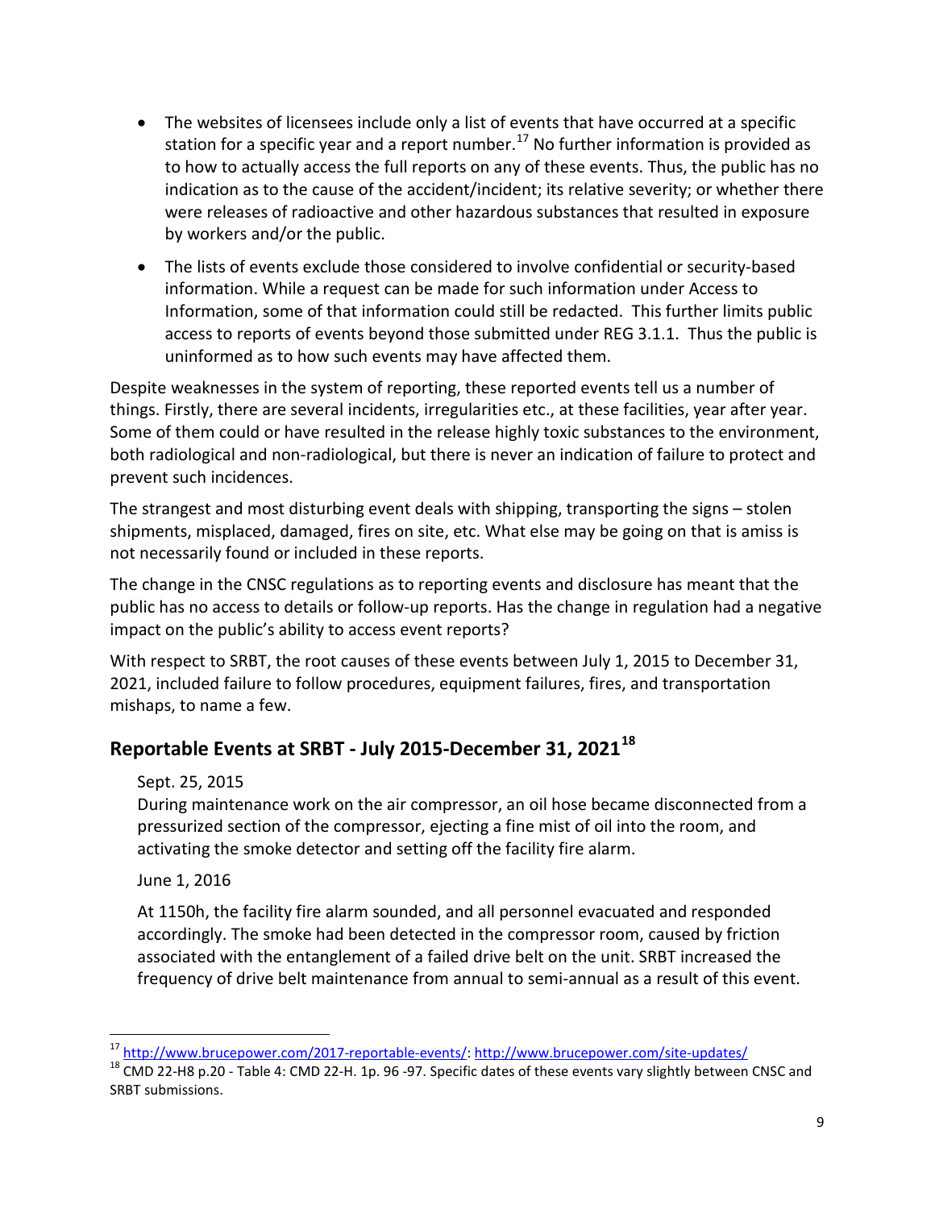- The websites of licensees include only a list of events that have occurred at a specific station for a specific year and a report number.[17] No further information is provided as to how to actually access the full reports on any of these events. Thus, the public has no indication as to the cause of the accident/incident; its relative severity; or whether there were releases of radioactive and other hazardous substances that resulted in exposure by workers and/or the public.
- The lists of events exclude those considered to involve confidential or security-based information. While a request can be made for such information under Access to Information, some of that information could still be redacted. This further limits public access to reports of events beyond those submitted under REG 3.1.1. Thus the public is uninformed as to how such events may have affected them.

Despite weaknesses in the system of reporting, these reported events tell us a number of things. Firstly, there are several incidents, irregularities etc., at these facilities, year after year. Some of them could or have resulted in the release highly toxic substances to the environment, both radiological and non-radiological, but there is never an indication of failure to protect and prevent such incidences.

The strangest and most disturbing event deals with shipping, transporting the signs – stolen shipments, misplaced, damaged, fires on site, etc. What else may be going on that is amiss is not necessarily found or included in these reports.

The change in the CNSC regulations as to reporting events and disclosure has meant that the public has no access to details or follow-up reports. Has the change in regulation had a negative impact on the public's ability to access event reports?

With respect to SRBT, the root causes of these events between July 1, 2015 to December 31, 2021, included failure to follow procedures, equipment failures, fires, and transportation mishaps, to name a few.

## Reportable Events at SRBT - July 2015-December 31, 2021[18]

Sept. 25, 2015

During maintenance work on the air compressor, an oil hose became disconnected from a pressurized section of the compressor, ejecting a fine mist of oil into the room, and activating the smoke detector and setting off the facility fire alarm.

June 1, 2016

At 1150h, the facility fire alarm sounded, and all personnel evacuated and responded accordingly. The smoke had been detected in the compressor room, caused by friction associated with the entanglement of a failed drive belt on the unit. SRBT increased the frequency of drive belt maintenance from annual to semi-annual as a result of this event.

---

[17] http://www.brucepower.com/2017-reportable-events/: http://www.brucepower.com/site-updates/

[18] CMD 22-H8 p.20 - Table 4: CMD 22-H. 1p. 96 -97. Specific dates of these events vary slightly between CNSC and SRBT submissions.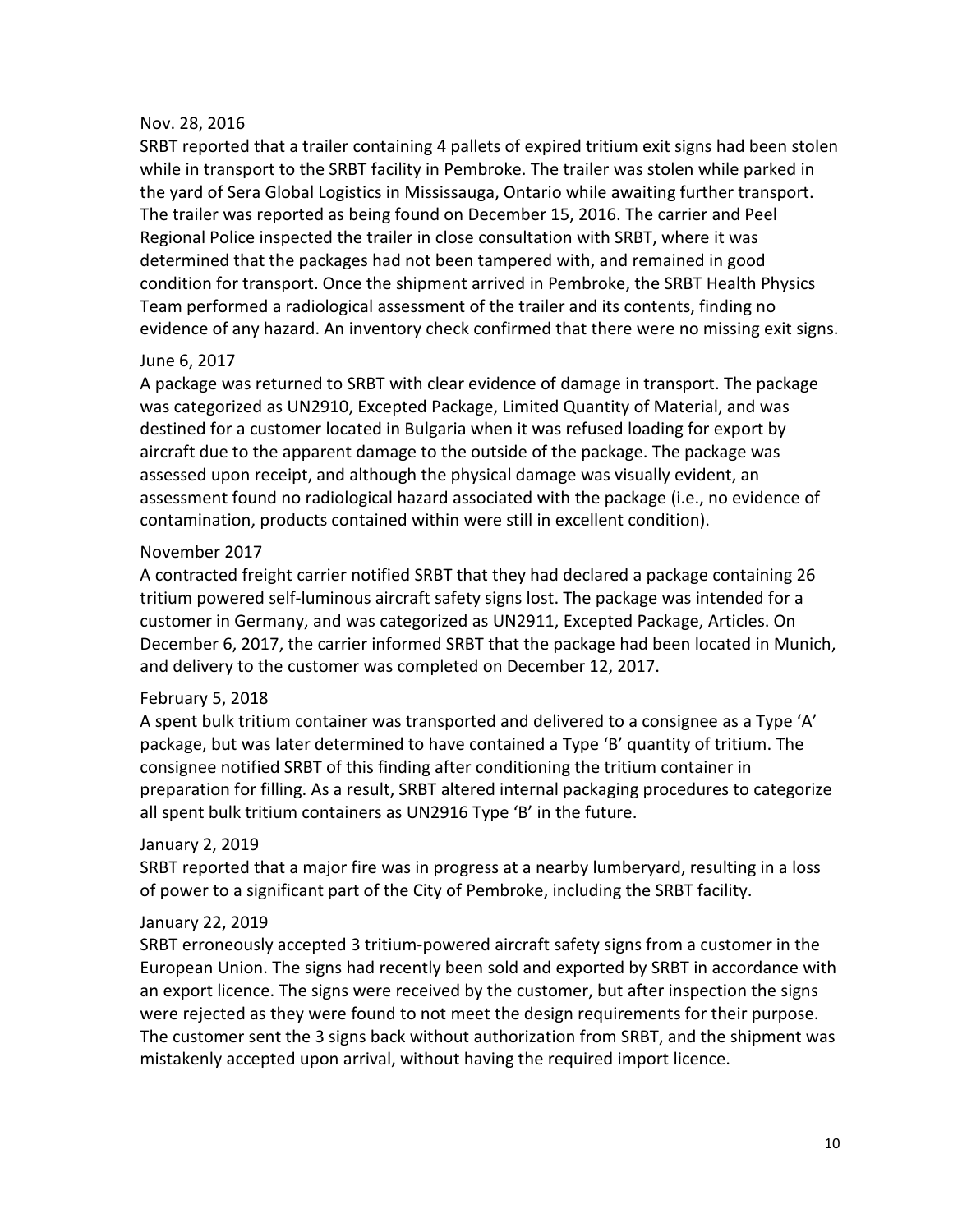Nov. 28, 2016

SRBT reported that a trailer containing 4 pallets of expired tritium exit signs had been stolen while in transport to the SRBT facility in Pembroke. The trailer was stolen while parked in the yard of Sera Global Logistics in Mississauga, Ontario while awaiting further transport. The trailer was reported as being found on December 15, 2016. The carrier and Peel Regional Police inspected the trailer in close consultation with SRBT, where it was determined that the packages had not been tampered with, and remained in good condition for transport. Once the shipment arrived in Pembroke, the SRBT Health Physics Team performed a radiological assessment of the trailer and its contents, finding no evidence of any hazard. An inventory check confirmed that there were no missing exit signs.

June 6, 2017

A package was returned to SRBT with clear evidence of damage in transport. The package was categorized as UN2910, Excepted Package, Limited Quantity of Material, and was destined for a customer located in Bulgaria when it was refused loading for export by aircraft due to the apparent damage to the outside of the package. The package was assessed upon receipt, and although the physical damage was visually evident, an assessment found no radiological hazard associated with the package (i.e., no evidence of contamination, products contained within were still in excellent condition).

November 2017

A contracted freight carrier notified SRBT that they had declared a package containing 26 tritium powered self-luminous aircraft safety signs lost. The package was intended for a customer in Germany, and was categorized as UN2911, Excepted Package, Articles. On December 6, 2017, the carrier informed SRBT that the package had been located in Munich, and delivery to the customer was completed on December 12, 2017.

February 5, 2018

A spent bulk tritium container was transported and delivered to a consignee as a Type 'A' package, but was later determined to have contained a Type 'B' quantity of tritium. The consignee notified SRBT of this finding after conditioning the tritium container in preparation for filling. As a result, SRBT altered internal packaging procedures to categorize all spent bulk tritium containers as UN2916 Type 'B' in the future.

January 2, 2019

SRBT reported that a major fire was in progress at a nearby lumberyard, resulting in a loss of power to a significant part of the City of Pembroke, including the SRBT facility.

January 22, 2019

SRBT erroneously accepted 3 tritium-powered aircraft safety signs from a customer in the European Union. The signs had recently been sold and exported by SRBT in accordance with an export licence. The signs were received by the customer, but after inspection the signs were rejected as they were found to not meet the design requirements for their purpose. The customer sent the 3 signs back without authorization from SRBT, and the shipment was mistakenly accepted upon arrival, without having the required import licence.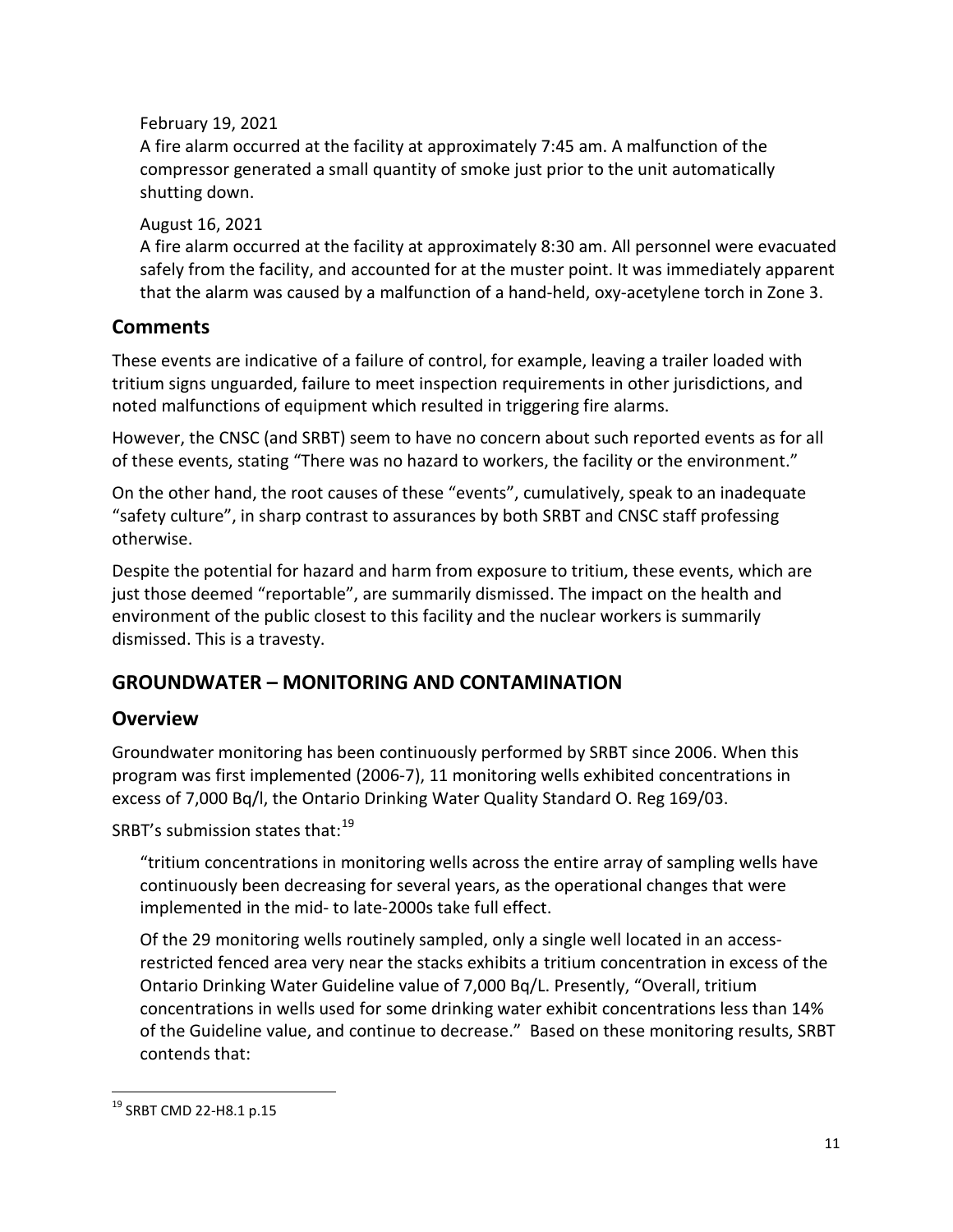February 19, 2021

A fire alarm occurred at the facility at approximately 7:45 am. A malfunction of the compressor generated a small quantity of smoke just prior to the unit automatically shutting down.

August 16, 2021

A fire alarm occurred at the facility at approximately 8:30 am. All personnel were evacuated safely from the facility, and accounted for at the muster point. It was immediately apparent that the alarm was caused by a malfunction of a hand-held, oxy-acetylene torch in Zone 3.

## Comments

These events are indicative of a failure of control, for example, leaving a trailer loaded with tritium signs unguarded, failure to meet inspection requirements in other jurisdictions, and noted malfunctions of equipment which resulted in triggering fire alarms.

However, the CNSC (and SRBT) seem to have no concern about such reported events as for all of these events, stating "There was no hazard to workers, the facility or the environment."

On the other hand, the root causes of these "events", cumulatively, speak to an inadequate "safety culture", in sharp contrast to assurances by both SRBT and CNSC staff professing otherwise.

Despite the potential for hazard and harm from exposure to tritium, these events, which are just those deemed "reportable", are summarily dismissed. The impact on the health and environment of the public closest to this facility and the nuclear workers is summarily dismissed. This is a travesty.

## GROUNDWATER – MONITORING AND CONTAMINATION

## Overview

Groundwater monitoring has been continuously performed by SRBT since 2006. When this program was first implemented (2006-7), 11 monitoring wells exhibited concentrations in excess of 7,000 Bq/l, the Ontario Drinking Water Quality Standard O. Reg 169/03.

SRBT's submission states that:[19]

> "tritium concentrations in monitoring wells across the entire array of sampling wells have continuously been decreasing for several years, as the operational changes that were implemented in the mid- to late-2000s take full effect.
>
> Of the 29 monitoring wells routinely sampled, only a single well located in an access-restricted fenced area very near the stacks exhibits a tritium concentration in excess of the Ontario Drinking Water Guideline value of 7,000 Bq/L. Presently, "Overall, tritium concentrations in wells used for some drinking water exhibit concentrations less than 14% of the Guideline value, and continue to decrease." Based on these monitoring results, SRBT contends that:

[19] SRBT CMD 22-H8.1 p.15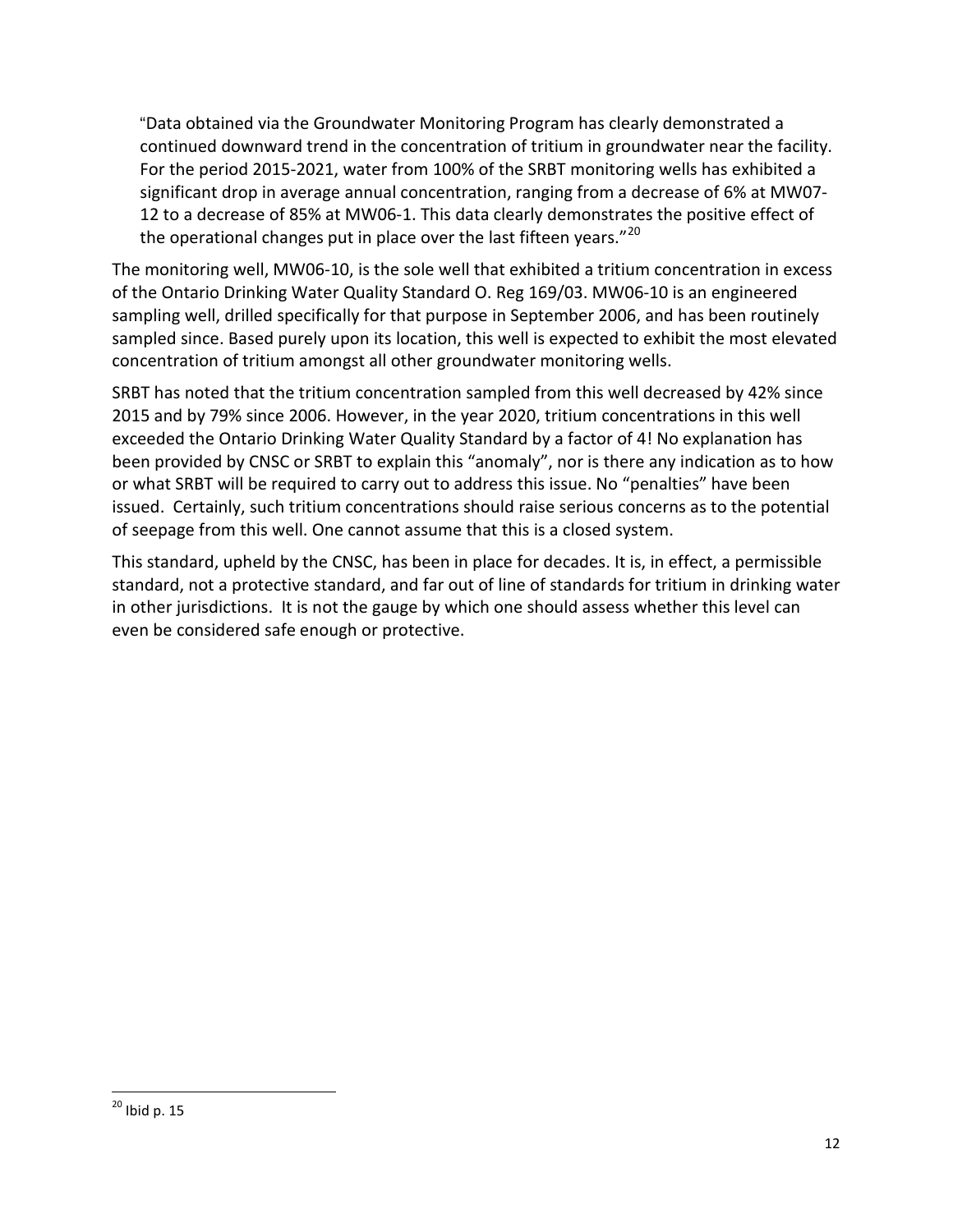"Data obtained via the Groundwater Monitoring Program has clearly demonstrated a continued downward trend in the concentration of tritium in groundwater near the facility. For the period 2015-2021, water from 100% of the SRBT monitoring wells has exhibited a significant drop in average annual concentration, ranging from a decrease of 6% at MW07-12 to a decrease of 85% at MW06-1. This data clearly demonstrates the positive effect of the operational changes put in place over the last fifteen years."[20]

The monitoring well, MW06-10, is the sole well that exhibited a tritium concentration in excess of the Ontario Drinking Water Quality Standard O. Reg 169/03. MW06-10 is an engineered sampling well, drilled specifically for that purpose in September 2006, and has been routinely sampled since. Based purely upon its location, this well is expected to exhibit the most elevated concentration of tritium amongst all other groundwater monitoring wells.

SRBT has noted that the tritium concentration sampled from this well decreased by 42% since 2015 and by 79% since 2006. However, in the year 2020, tritium concentrations in this well exceeded the Ontario Drinking Water Quality Standard by a factor of 4! No explanation has been provided by CNSC or SRBT to explain this "anomaly", nor is there any indication as to how or what SRBT will be required to carry out to address this issue. No "penalties" have been issued. Certainly, such tritium concentrations should raise serious concerns as to the potential of seepage from this well. One cannot assume that this is a closed system.

This standard, upheld by the CNSC, has been in place for decades. It is, in effect, a permissible standard, not a protective standard, and far out of line of standards for tritium in drinking water in other jurisdictions. It is not the gauge by which one should assess whether this level can even be considered safe enough or protective.

---

[20] Ibid p. 15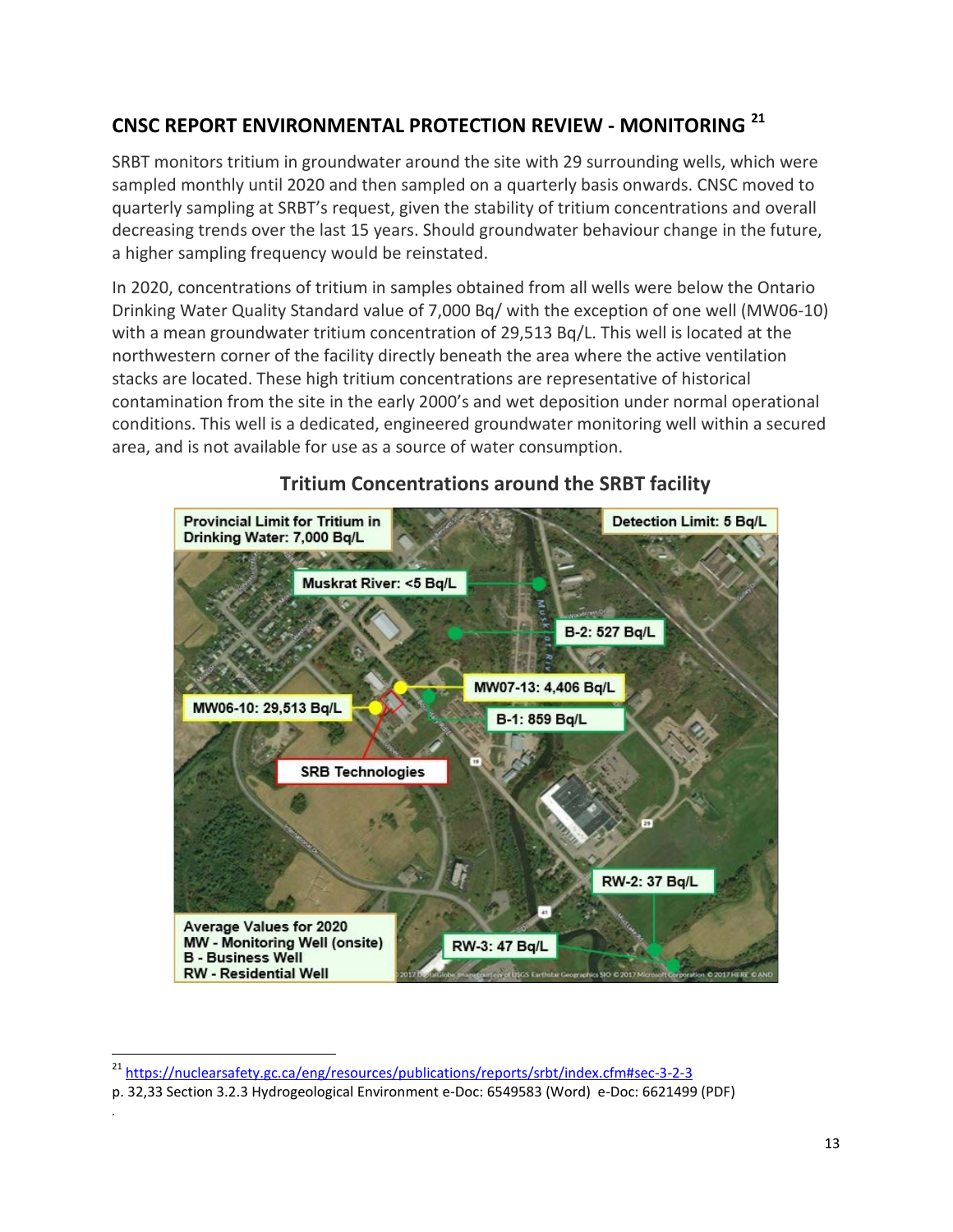## CNSC REPORT ENVIRONMENTAL PROTECTION REVIEW - MONITORING [21]

SRBT monitors tritium in groundwater around the site with 29 surrounding wells, which were sampled monthly until 2020 and then sampled on a quarterly basis onwards. CNSC moved to quarterly sampling at SRBT's request, given the stability of tritium concentrations and overall decreasing trends over the last 15 years. Should groundwater behaviour change in the future, a higher sampling frequency would be reinstated.

In 2020, concentrations of tritium in samples obtained from all wells were below the Ontario Drinking Water Quality Standard value of 7,000 Bq/ with the exception of one well (MW06-10) with a mean groundwater tritium concentration of 29,513 Bq/L. This well is located at the northwestern corner of the facility directly beneath the area where the active ventilation stacks are located. These high tritium concentrations are representative of historical contamination from the site in the early 2000's and wet deposition under normal operational conditions. This well is a dedicated, engineered groundwater monitoring well within a secured area, and is not available for use as a source of water consumption.

**Tritium Concentrations around the SRBT facility**

Provincial Limit for Tritium in Drinking Water: 7,000 Bq/L

Detection Limit: 5 Bq/L

Muskrat River: <5 Bq/L

B-2: 527 Bq/L

MW07-13: 4,406 Bq/L

MW06-10: 29,513 Bq/L

B-1: 859 Bq/L

SRB Technologies

RW-2: 37 Bq/L

RW-3: 47 Bq/L

Average Values for 2020
MW - Monitoring Well (onsite)
B - Business Well
RW - Residential Well

---

[21] https://nuclearsafety.gc.ca/eng/resources/publications/reports/srbt/index.cfm#sec-3-2-3
p. 32,33 Section 3.2.3 Hydrogeological Environment e-Doc: 6549583 (Word) e-Doc: 6621499 (PDF)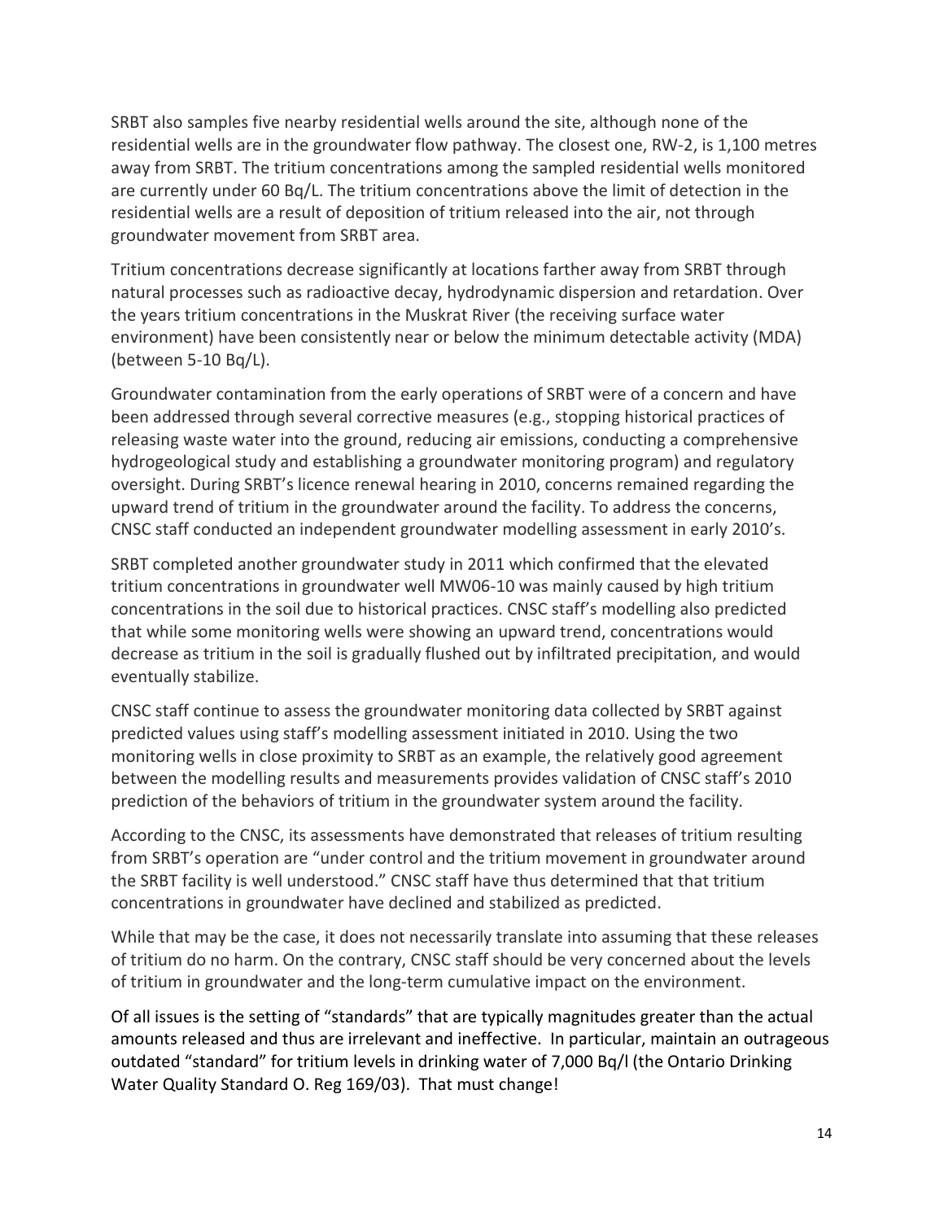SRBT also samples five nearby residential wells around the site, although none of the residential wells are in the groundwater flow pathway. The closest one, RW-2, is 1,100 metres away from SRBT. The tritium concentrations among the sampled residential wells monitored are currently under 60 Bq/L. The tritium concentrations above the limit of detection in the residential wells are a result of deposition of tritium released into the air, not through groundwater movement from SRBT area.

Tritium concentrations decrease significantly at locations farther away from SRBT through natural processes such as radioactive decay, hydrodynamic dispersion and retardation. Over the years tritium concentrations in the Muskrat River (the receiving surface water environment) have been consistently near or below the minimum detectable activity (MDA) (between 5-10 Bq/L).

Groundwater contamination from the early operations of SRBT were of a concern and have been addressed through several corrective measures (e.g., stopping historical practices of releasing waste water into the ground, reducing air emissions, conducting a comprehensive hydrogeological study and establishing a groundwater monitoring program) and regulatory oversight. During SRBT's licence renewal hearing in 2010, concerns remained regarding the upward trend of tritium in the groundwater around the facility. To address the concerns, CNSC staff conducted an independent groundwater modelling assessment in early 2010's.

SRBT completed another groundwater study in 2011 which confirmed that the elevated tritium concentrations in groundwater well MW06-10 was mainly caused by high tritium concentrations in the soil due to historical practices. CNSC staff's modelling also predicted that while some monitoring wells were showing an upward trend, concentrations would decrease as tritium in the soil is gradually flushed out by infiltrated precipitation, and would eventually stabilize.

CNSC staff continue to assess the groundwater monitoring data collected by SRBT against predicted values using staff's modelling assessment initiated in 2010. Using the two monitoring wells in close proximity to SRBT as an example, the relatively good agreement between the modelling results and measurements provides validation of CNSC staff's 2010 prediction of the behaviors of tritium in the groundwater system around the facility.

According to the CNSC, its assessments have demonstrated that releases of tritium resulting from SRBT's operation are "under control and the tritium movement in groundwater around the SRBT facility is well understood." CNSC staff have thus determined that that tritium concentrations in groundwater have declined and stabilized as predicted.

While that may be the case, it does not necessarily translate into assuming that these releases of tritium do no harm. On the contrary, CNSC staff should be very concerned about the levels of tritium in groundwater and the long-term cumulative impact on the environment.

Of all issues is the setting of "standards" that are typically magnitudes greater than the actual amounts released and thus are irrelevant and ineffective. In particular, maintain an outrageous outdated "standard" for tritium levels in drinking water of 7,000 Bq/l (the Ontario Drinking Water Quality Standard O. Reg 169/03). That must change!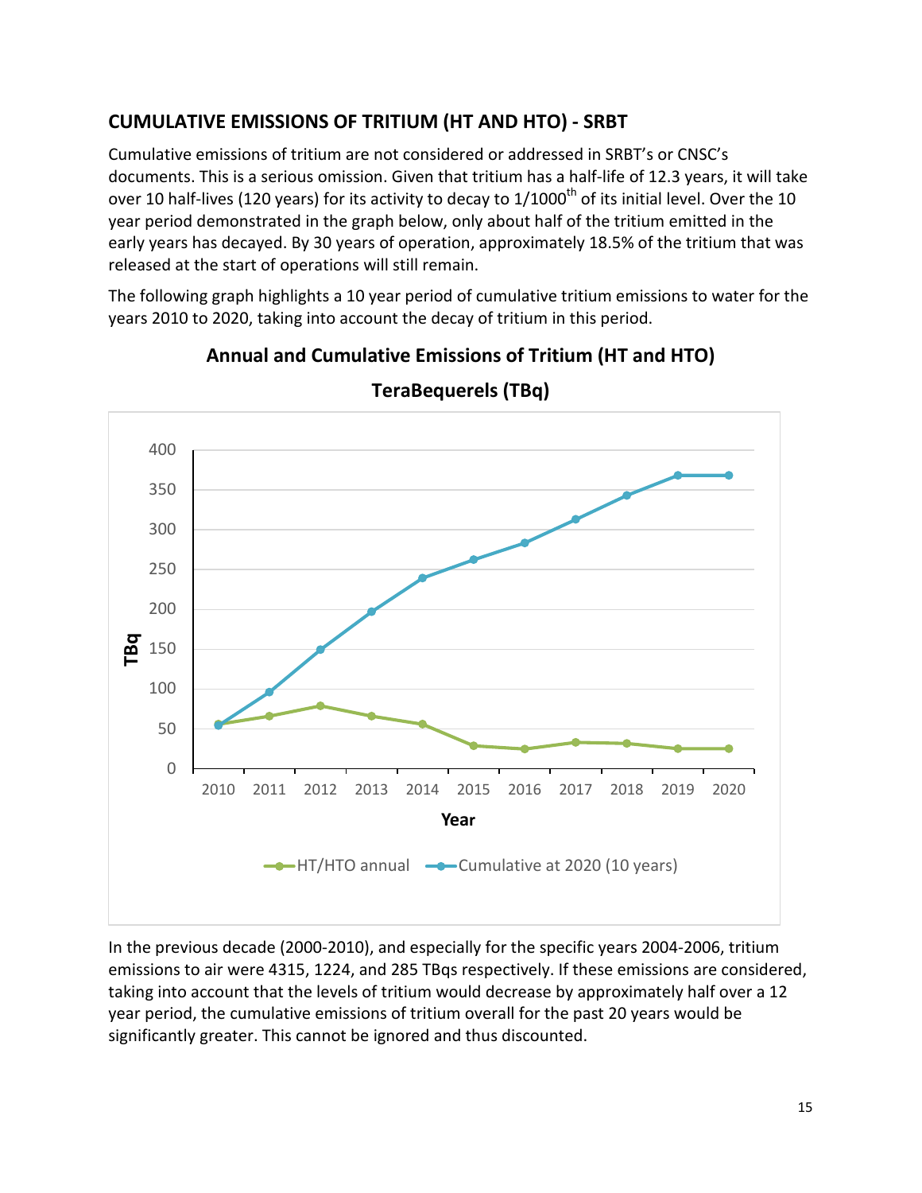## CUMULATIVE EMISSIONS OF TRITIUM (HT AND HTO) - SRBT

Cumulative emissions of tritium are not considered or addressed in SRBT's or CNSC's documents. This is a serious omission. Given that tritium has a half-life of 12.3 years, it will take over 10 half-lives (120 years) for its activity to decay to 1/1000[th] of its initial level. Over the 10 year period demonstrated in the graph below, only about half of the tritium emitted in the early years has decayed. By 30 years of operation, approximately 18.5% of the tritium that was released at the start of operations will still remain.

The following graph highlights a 10 year period of cumulative tritium emissions to water for the years 2010 to 2020, taking into account the decay of tritium in this period.

**Annual and Cumulative Emissions of Tritium (HT and HTO)**

**TeraBequerels (TBq)**

In the previous decade (2000-2010), and especially for the specific years 2004-2006, tritium emissions to air were 4315, 1224, and 285 TBqs respectively. If these emissions are considered, taking into account that the levels of tritium would decrease by approximately half over a 12 year period, the cumulative emissions of tritium overall for the past 20 years would be significantly greater. This cannot be ignored and thus discounted.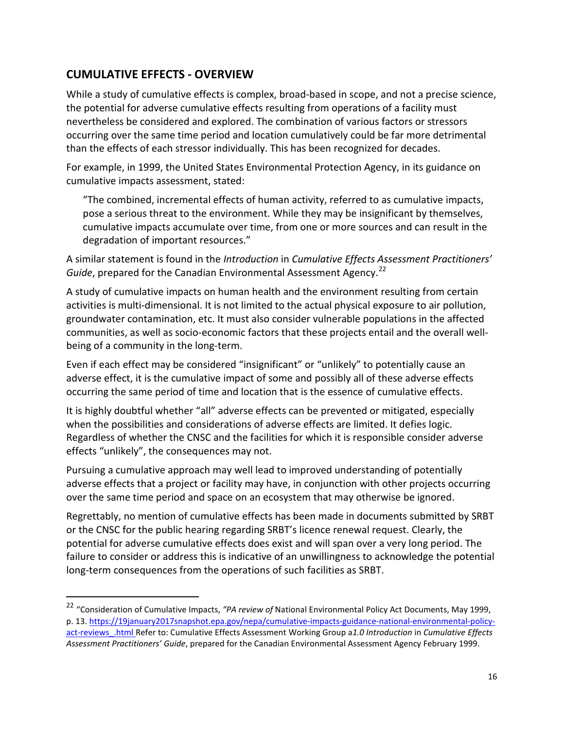## CUMULATIVE EFFECTS - OVERVIEW

While a study of cumulative effects is complex, broad-based in scope, and not a precise science, the potential for adverse cumulative effects resulting from operations of a facility must nevertheless be considered and explored. The combination of various factors or stressors occurring over the same time period and location cumulatively could be far more detrimental than the effects of each stressor individually. This has been recognized for decades.

For example, in 1999, the United States Environmental Protection Agency, in its guidance on cumulative impacts assessment, stated:

> "The combined, incremental effects of human activity, referred to as cumulative impacts, pose a serious threat to the environment. While they may be insignificant by themselves, cumulative impacts accumulate over time, from one or more sources and can result in the degradation of important resources."

A similar statement is found in the *Introduction* in *Cumulative Effects Assessment Practitioners' Guide*, prepared for the Canadian Environmental Assessment Agency.[22]

A study of cumulative impacts on human health and the environment resulting from certain activities is multi-dimensional. It is not limited to the actual physical exposure to air pollution, groundwater contamination, etc. It must also consider vulnerable populations in the affected communities, as well as socio-economic factors that these projects entail and the overall well-being of a community in the long-term.

Even if each effect may be considered "insignificant" or "unlikely" to potentially cause an adverse effect, it is the cumulative impact of some and possibly all of these adverse effects occurring the same period of time and location that is the essence of cumulative effects.

It is highly doubtful whether "all" adverse effects can be prevented or mitigated, especially when the possibilities and considerations of adverse effects are limited. It defies logic. Regardless of whether the CNSC and the facilities for which it is responsible consider adverse effects "unlikely", the consequences may not.

Pursuing a cumulative approach may well lead to improved understanding of potentially adverse effects that a project or facility may have, in conjunction with other projects occurring over the same time period and space on an ecosystem that may otherwise be ignored.

Regrettably, no mention of cumulative effects has been made in documents submitted by SRBT or the CNSC for the public hearing regarding SRBT's licence renewal request. Clearly, the potential for adverse cumulative effects does exist and will span over a very long period. The failure to consider or address this is indicative of an unwillingness to acknowledge the potential long-term consequences from the operations of such facilities as SRBT.

---

[22] "Consideration of Cumulative Impacts, *"PA review of* National Environmental Policy Act Documents, May 1999, p. 13. https://19january2017snapshot.epa.gov/nepa/cumulative-impacts-guidance-national-environmental-policy-act-reviews_.html Refer to: Cumulative Effects Assessment Working Group a*1.0 Introduction* in *Cumulative Effects Assessment Practitioners' Guide*, prepared for the Canadian Environmental Assessment Agency February 1999.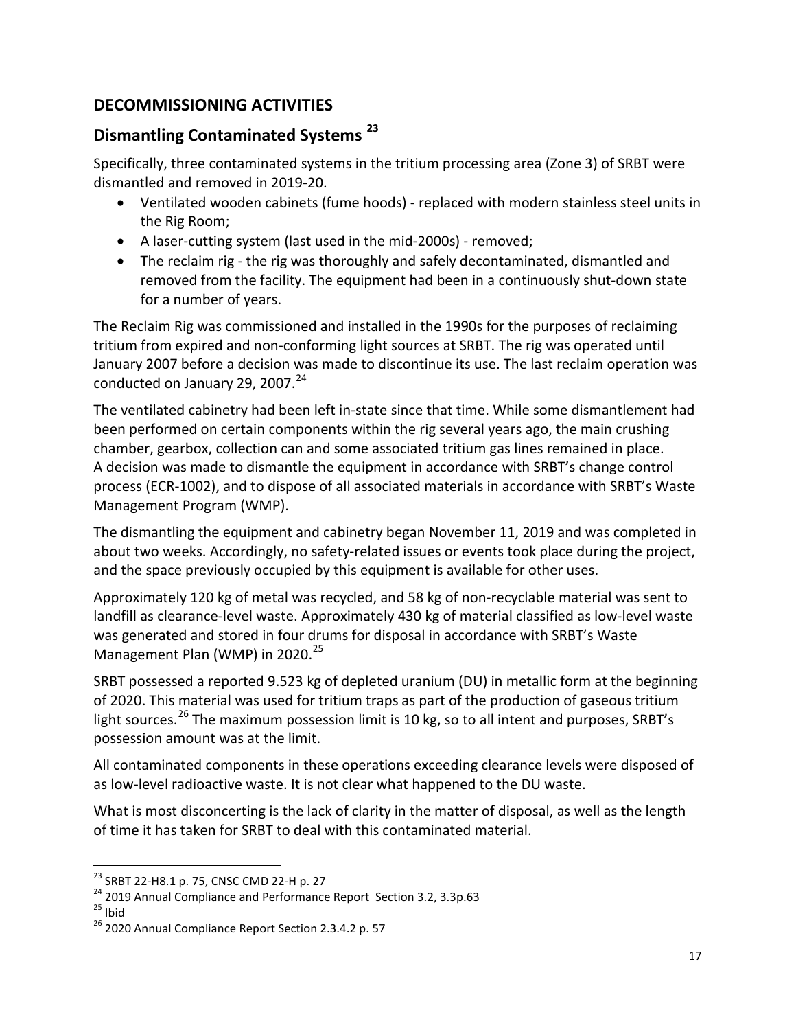## DECOMMISSIONING ACTIVITIES

## Dismantling Contaminated Systems [23]

Specifically, three contaminated systems in the tritium processing area (Zone 3) of SRBT were dismantled and removed in 2019-20.

- Ventilated wooden cabinets (fume hoods) - replaced with modern stainless steel units in the Rig Room;
- A laser-cutting system (last used in the mid-2000s) - removed;
- The reclaim rig - the rig was thoroughly and safely decontaminated, dismantled and removed from the facility. The equipment had been in a continuously shut-down state for a number of years.

The Reclaim Rig was commissioned and installed in the 1990s for the purposes of reclaiming tritium from expired and non-conforming light sources at SRBT. The rig was operated until January 2007 before a decision was made to discontinue its use. The last reclaim operation was conducted on January 29, 2007.[24]

The ventilated cabinetry had been left in-state since that time. While some dismantlement had been performed on certain components within the rig several years ago, the main crushing chamber, gearbox, collection can and some associated tritium gas lines remained in place. A decision was made to dismantle the equipment in accordance with SRBT's change control process (ECR-1002), and to dispose of all associated materials in accordance with SRBT's Waste Management Program (WMP).

The dismantling the equipment and cabinetry began November 11, 2019 and was completed in about two weeks. Accordingly, no safety-related issues or events took place during the project, and the space previously occupied by this equipment is available for other uses.

Approximately 120 kg of metal was recycled, and 58 kg of non-recyclable material was sent to landfill as clearance-level waste. Approximately 430 kg of material classified as low-level waste was generated and stored in four drums for disposal in accordance with SRBT's Waste Management Plan (WMP) in 2020.[25]

SRBT possessed a reported 9.523 kg of depleted uranium (DU) in metallic form at the beginning of 2020. This material was used for tritium traps as part of the production of gaseous tritium light sources.[26] The maximum possession limit is 10 kg, so to all intent and purposes, SRBT's possession amount was at the limit.

All contaminated components in these operations exceeding clearance levels were disposed of as low-level radioactive waste. It is not clear what happened to the DU waste.

What is most disconcerting is the lack of clarity in the matter of disposal, as well as the length of time it has taken for SRBT to deal with this contaminated material.

---

[23] SRBT 22-H8.1 p. 75, CNSC CMD 22-H p. 27

[24] 2019 Annual Compliance and Performance Report Section 3.2, 3.3p.63

[25] Ibid

[26] 2020 Annual Compliance Report Section 2.3.4.2 p. 57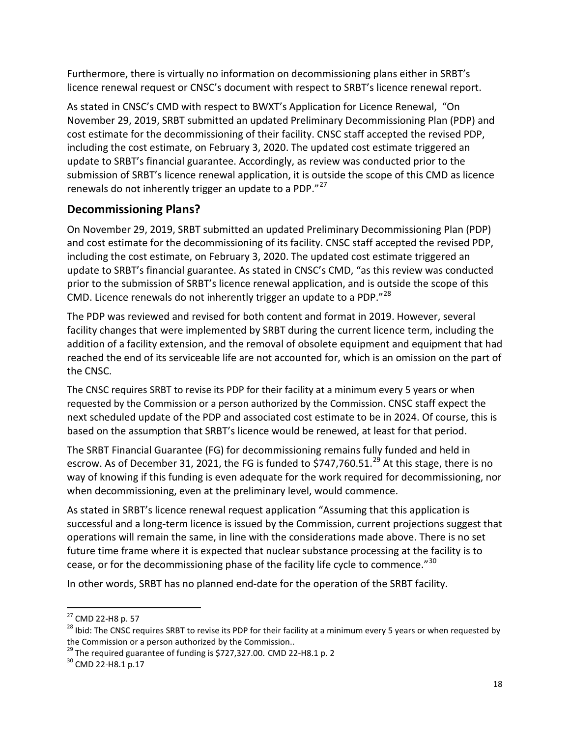Furthermore, there is virtually no information on decommissioning plans either in SRBT's licence renewal request or CNSC's document with respect to SRBT's licence renewal report.

As stated in CNSC's CMD with respect to BWXT's Application for Licence Renewal, "On November 29, 2019, SRBT submitted an updated Preliminary Decommissioning Plan (PDP) and cost estimate for the decommissioning of their facility. CNSC staff accepted the revised PDP, including the cost estimate, on February 3, 2020. The updated cost estimate triggered an update to SRBT's financial guarantee. Accordingly, as review was conducted prior to the submission of SRBT's licence renewal application, it is outside the scope of this CMD as licence renewals do not inherently trigger an update to a PDP."[27]

## Decommissioning Plans?

On November 29, 2019, SRBT submitted an updated Preliminary Decommissioning Plan (PDP) and cost estimate for the decommissioning of its facility. CNSC staff accepted the revised PDP, including the cost estimate, on February 3, 2020. The updated cost estimate triggered an update to SRBT's financial guarantee. As stated in CNSC's CMD, "as this review was conducted prior to the submission of SRBT's licence renewal application, and is outside the scope of this CMD. Licence renewals do not inherently trigger an update to a PDP."[28]

The PDP was reviewed and revised for both content and format in 2019. However, several facility changes that were implemented by SRBT during the current licence term, including the addition of a facility extension, and the removal of obsolete equipment and equipment that had reached the end of its serviceable life are not accounted for, which is an omission on the part of the CNSC.

The CNSC requires SRBT to revise its PDP for their facility at a minimum every 5 years or when requested by the Commission or a person authorized by the Commission. CNSC staff expect the next scheduled update of the PDP and associated cost estimate to be in 2024. Of course, this is based on the assumption that SRBT's licence would be renewed, at least for that period.

The SRBT Financial Guarantee (FG) for decommissioning remains fully funded and held in escrow. As of December 31, 2021, the FG is funded to $747,760.51.[29] At this stage, there is no way of knowing if this funding is even adequate for the work required for decommissioning, nor when decommissioning, even at the preliminary level, would commence.

As stated in SRBT's licence renewal request application "Assuming that this application is successful and a long-term licence is issued by the Commission, current projections suggest that operations will remain the same, in line with the considerations made above. There is no set future time frame where it is expected that nuclear substance processing at the facility is to cease, or for the decommissioning phase of the facility life cycle to commence."[30]

In other words, SRBT has no planned end-date for the operation of the SRBT facility.

---

[27] CMD 22-H8 p. 57

[28] Ibid: The CNSC requires SRBT to revise its PDP for their facility at a minimum every 5 years or when requested by the Commission or a person authorized by the Commission..

[29] The required guarantee of funding is $727,327.00. CMD 22-H8.1 p. 2

[30] CMD 22-H8.1 p.17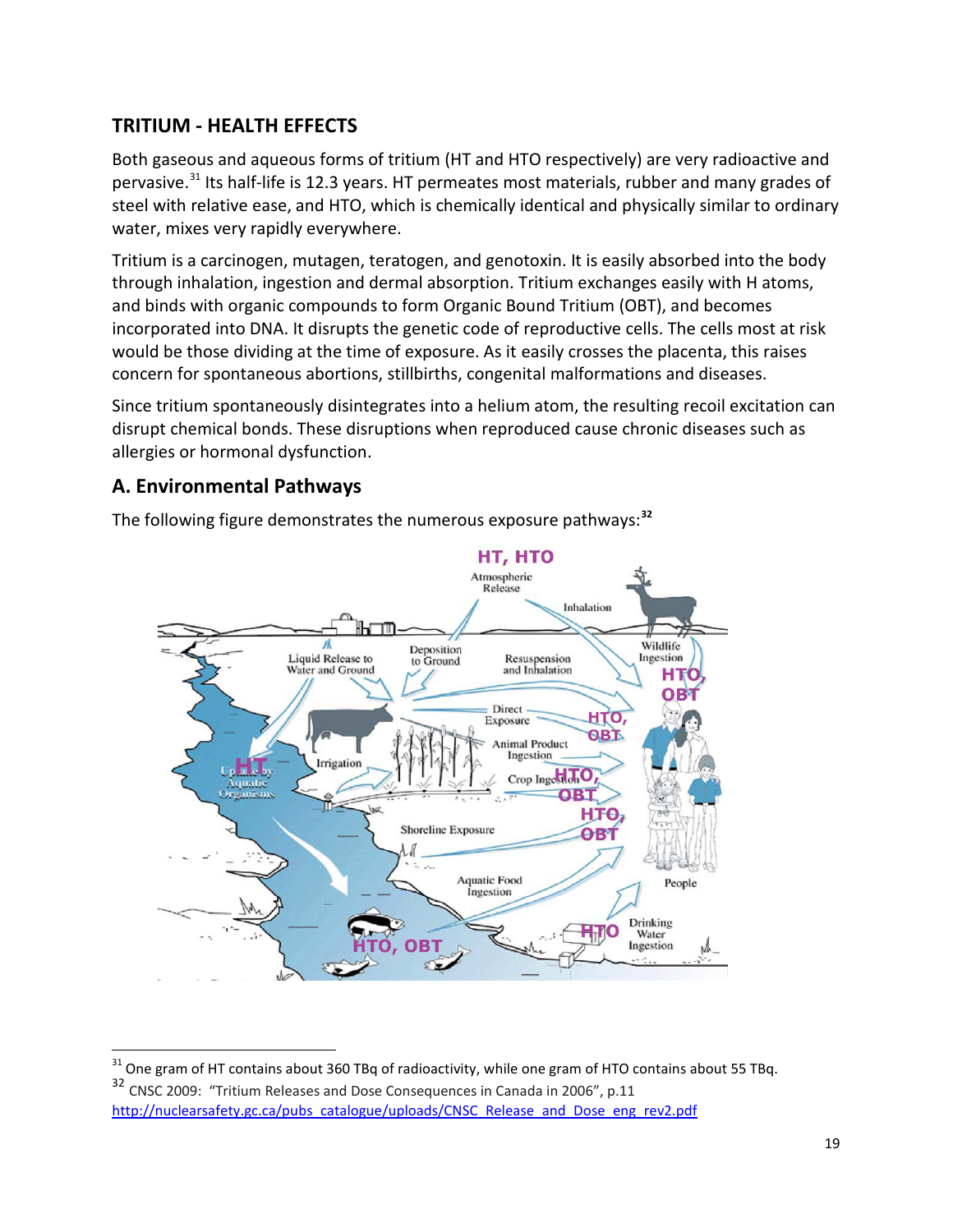## TRITIUM - HEALTH EFFECTS

Both gaseous and aqueous forms of tritium (HT and HTO respectively) are very radioactive and pervasive.[31] Its half-life is 12.3 years. HT permeates most materials, rubber and many grades of steel with relative ease, and HTO, which is chemically identical and physically similar to ordinary water, mixes very rapidly everywhere.

Tritium is a carcinogen, mutagen, teratogen, and genotoxin. It is easily absorbed into the body through inhalation, ingestion and dermal absorption. Tritium exchanges easily with H atoms, and binds with organic compounds to form Organic Bound Tritium (OBT), and becomes incorporated into DNA. It disrupts the genetic code of reproductive cells. The cells most at risk would be those dividing at the time of exposure. As it easily crosses the placenta, this raises concern for spontaneous abortions, stillbirths, congenital malformations and diseases.

Since tritium spontaneously disintegrates into a helium atom, the resulting recoil excitation can disrupt chemical bonds. These disruptions when reproduced cause chronic diseases such as allergies or hormonal dysfunction.

## A. Environmental Pathways

The following figure demonstrates the numerous exposure pathways:[32]

---

[31] One gram of HT contains about 360 TBq of radioactivity, while one gram of HTO contains about 55 TBq.

[32] CNSC 2009: "Tritium Releases and Dose Consequences in Canada in 2006", p.11 http://nuclearsafety.gc.ca/pubs_catalogue/uploads/CNSC_Release_and_Dose_eng_rev2.pdf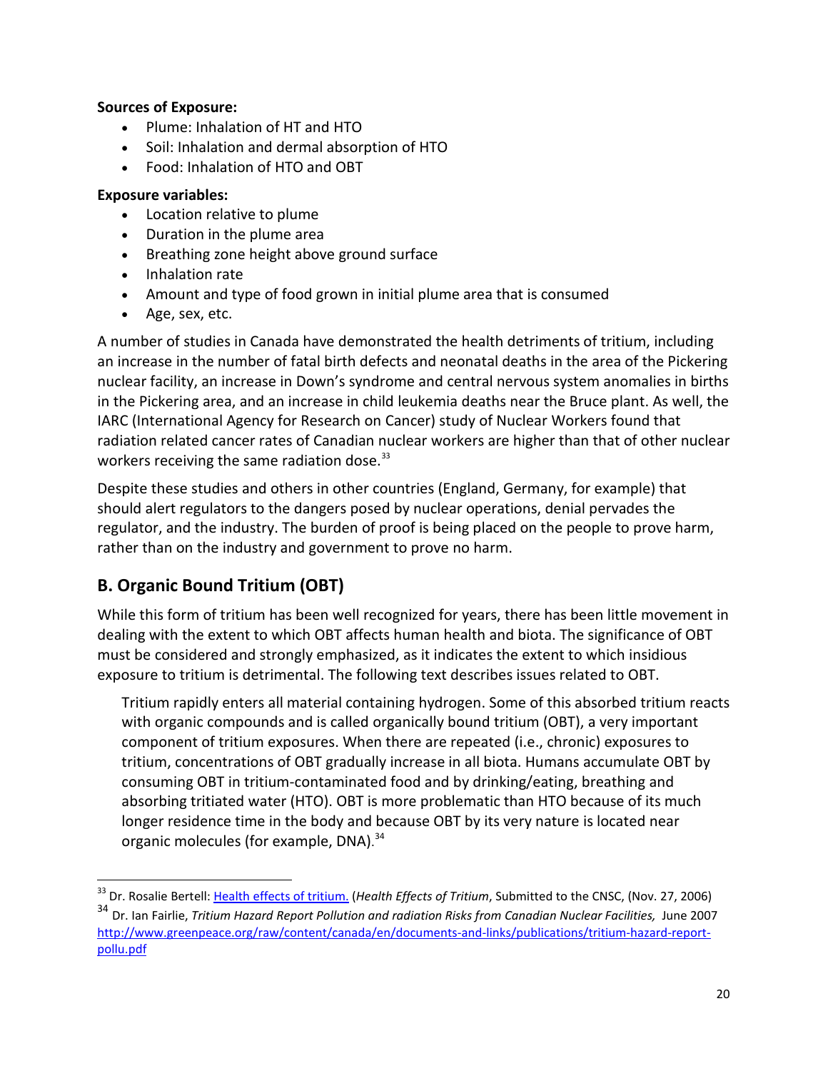**Sources of Exposure:**

- Plume: Inhalation of HT and HTO
- Soil: Inhalation and dermal absorption of HTO
- Food: Inhalation of HTO and OBT

**Exposure variables:**

- Location relative to plume
- Duration in the plume area
- Breathing zone height above ground surface
- Inhalation rate
- Amount and type of food grown in initial plume area that is consumed
- Age, sex, etc.

A number of studies in Canada have demonstrated the health detriments of tritium, including an increase in the number of fatal birth defects and neonatal deaths in the area of the Pickering nuclear facility, an increase in Down's syndrome and central nervous system anomalies in births in the Pickering area, and an increase in child leukemia deaths near the Bruce plant. As well, the IARC (International Agency for Research on Cancer) study of Nuclear Workers found that radiation related cancer rates of Canadian nuclear workers are higher than that of other nuclear workers receiving the same radiation dose.[33]

Despite these studies and others in other countries (England, Germany, for example) that should alert regulators to the dangers posed by nuclear operations, denial pervades the regulator, and the industry. The burden of proof is being placed on the people to prove harm, rather than on the industry and government to prove no harm.

## B. Organic Bound Tritium (OBT)

While this form of tritium has been well recognized for years, there has been little movement in dealing with the extent to which OBT affects human health and biota. The significance of OBT must be considered and strongly emphasized, as it indicates the extent to which insidious exposure to tritium is detrimental. The following text describes issues related to OBT.

> Tritium rapidly enters all material containing hydrogen. Some of this absorbed tritium reacts with organic compounds and is called organically bound tritium (OBT), a very important component of tritium exposures. When there are repeated (i.e., chronic) exposures to tritium, concentrations of OBT gradually increase in all biota. Humans accumulate OBT by consuming OBT in tritium-contaminated food and by drinking/eating, breathing and absorbing tritiated water (HTO). OBT is more problematic than HTO because of its much longer residence time in the body and because OBT by its very nature is located near organic molecules (for example, DNA).[34]

---

[33] Dr. Rosalie Bertell: Health effects of tritium. (*Health Effects of Tritium*, Submitted to the CNSC, (Nov. 27, 2006)

[34] Dr. Ian Fairlie, *Tritium Hazard Report Pollution and radiation Risks from Canadian Nuclear Facilities,* June 2007 http://www.greenpeace.org/raw/content/canada/en/documents-and-links/publications/tritium-hazard-report-pollu.pdf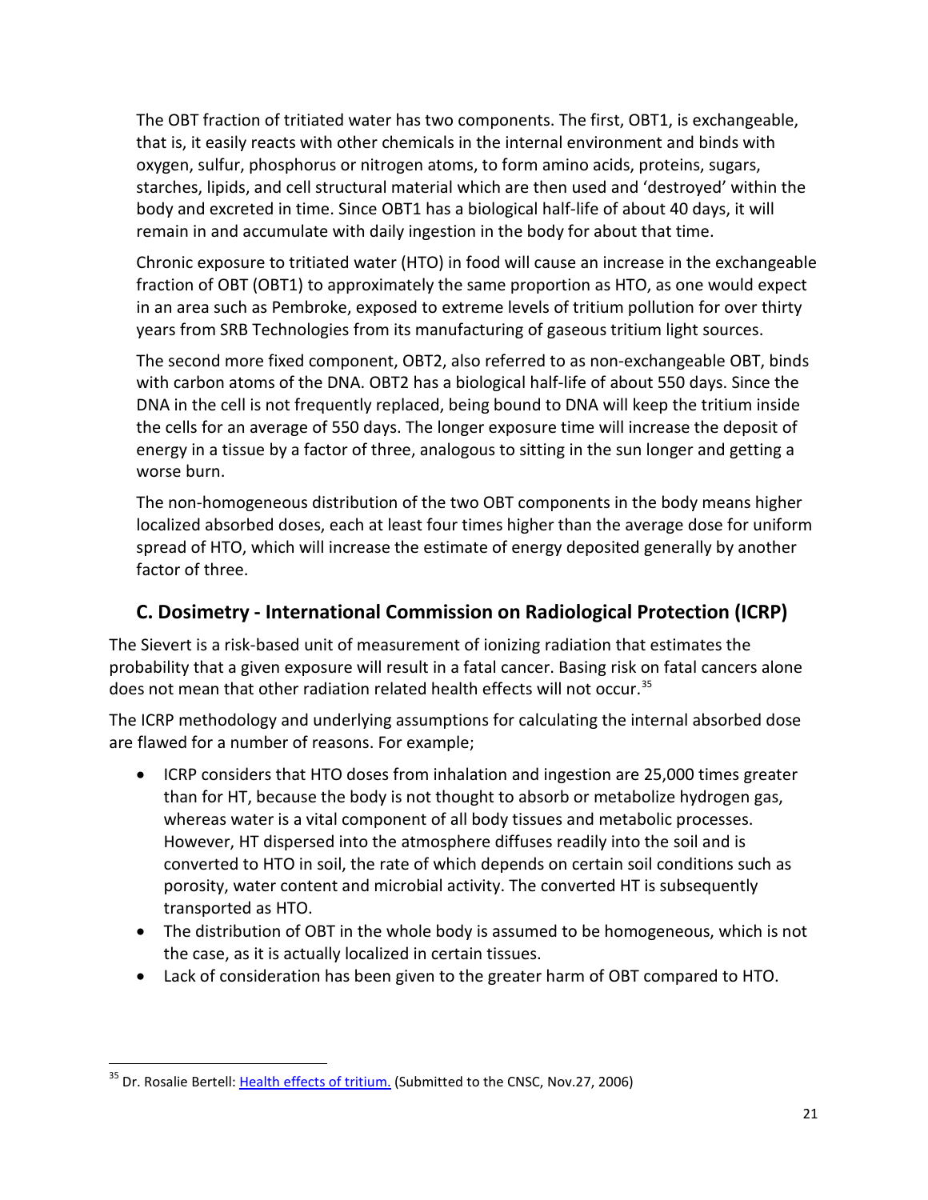The OBT fraction of tritiated water has two components. The first, OBT1, is exchangeable, that is, it easily reacts with other chemicals in the internal environment and binds with oxygen, sulfur, phosphorus or nitrogen atoms, to form amino acids, proteins, sugars, starches, lipids, and cell structural material which are then used and 'destroyed' within the body and excreted in time. Since OBT1 has a biological half-life of about 40 days, it will remain in and accumulate with daily ingestion in the body for about that time.

Chronic exposure to tritiated water (HTO) in food will cause an increase in the exchangeable fraction of OBT (OBT1) to approximately the same proportion as HTO, as one would expect in an area such as Pembroke, exposed to extreme levels of tritium pollution for over thirty years from SRB Technologies from its manufacturing of gaseous tritium light sources.

The second more fixed component, OBT2, also referred to as non-exchangeable OBT, binds with carbon atoms of the DNA. OBT2 has a biological half-life of about 550 days. Since the DNA in the cell is not frequently replaced, being bound to DNA will keep the tritium inside the cells for an average of 550 days. The longer exposure time will increase the deposit of energy in a tissue by a factor of three, analogous to sitting in the sun longer and getting a worse burn.

The non-homogeneous distribution of the two OBT components in the body means higher localized absorbed doses, each at least four times higher than the average dose for uniform spread of HTO, which will increase the estimate of energy deposited generally by another factor of three.

## C. Dosimetry - International Commission on Radiological Protection (ICRP)

The Sievert is a risk-based unit of measurement of ionizing radiation that estimates the probability that a given exposure will result in a fatal cancer. Basing risk on fatal cancers alone does not mean that other radiation related health effects will not occur.[35]

The ICRP methodology and underlying assumptions for calculating the internal absorbed dose are flawed for a number of reasons. For example;

- ICRP considers that HTO doses from inhalation and ingestion are 25,000 times greater than for HT, because the body is not thought to absorb or metabolize hydrogen gas, whereas water is a vital component of all body tissues and metabolic processes. However, HT dispersed into the atmosphere diffuses readily into the soil and is converted to HTO in soil, the rate of which depends on certain soil conditions such as porosity, water content and microbial activity. The converted HT is subsequently transported as HTO.
- The distribution of OBT in the whole body is assumed to be homogeneous, which is not the case, as it is actually localized in certain tissues.
- Lack of consideration has been given to the greater harm of OBT compared to HTO.

[35] Dr. Rosalie Bertell: Health effects of tritium. (Submitted to the CNSC, Nov.27, 2006)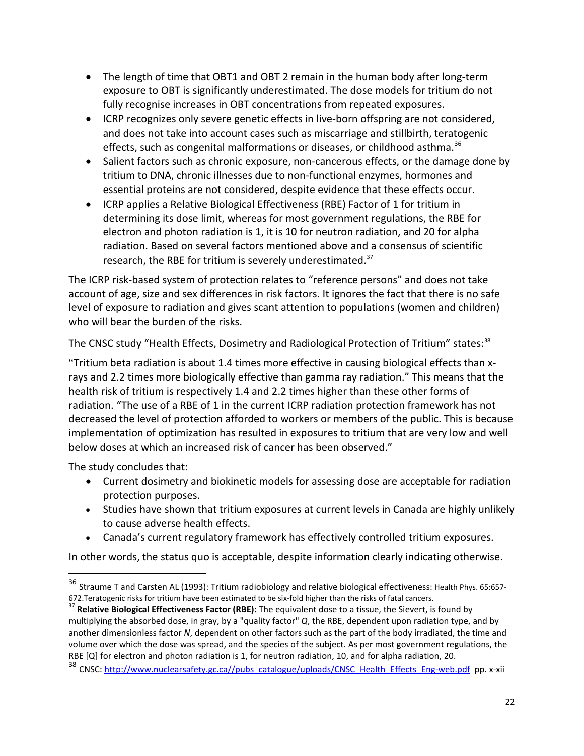- The length of time that OBT1 and OBT 2 remain in the human body after long-term exposure to OBT is significantly underestimated. The dose models for tritium do not fully recognise increases in OBT concentrations from repeated exposures.
- ICRP recognizes only severe genetic effects in live-born offspring are not considered, and does not take into account cases such as miscarriage and stillbirth, teratogenic effects, such as congenital malformations or diseases, or childhood asthma.[36]
- Salient factors such as chronic exposure, non-cancerous effects, or the damage done by tritium to DNA, chronic illnesses due to non-functional enzymes, hormones and essential proteins are not considered, despite evidence that these effects occur.
- ICRP applies a Relative Biological Effectiveness (RBE) Factor of 1 for tritium in determining its dose limit, whereas for most government regulations, the RBE for electron and photon radiation is 1, it is 10 for neutron radiation, and 20 for alpha radiation. Based on several factors mentioned above and a consensus of scientific research, the RBE for tritium is severely underestimated.[37]

The ICRP risk-based system of protection relates to "reference persons" and does not take account of age, size and sex differences in risk factors. It ignores the fact that there is no safe level of exposure to radiation and gives scant attention to populations (women and children) who will bear the burden of the risks.

The CNSC study "Health Effects, Dosimetry and Radiological Protection of Tritium" states:[38]

"Tritium beta radiation is about 1.4 times more effective in causing biological effects than x-rays and 2.2 times more biologically effective than gamma ray radiation." This means that the health risk of tritium is respectively 1.4 and 2.2 times higher than these other forms of radiation. "The use of a RBE of 1 in the current ICRP radiation protection framework has not decreased the level of protection afforded to workers or members of the public. This is because implementation of optimization has resulted in exposures to tritium that are very low and well below doses at which an increased risk of cancer has been observed."

The study concludes that:

- Current dosimetry and biokinetic models for assessing dose are acceptable for radiation protection purposes.
- Studies have shown that tritium exposures at current levels in Canada are highly unlikely to cause adverse health effects.
- Canada's current regulatory framework has effectively controlled tritium exposures.

In other words, the status quo is acceptable, despite information clearly indicating otherwise.

---

[36] Straume T and Carsten AL (1993): Tritium radiobiology and relative biological effectiveness: Health Phys. 65:657-672.Teratogenic risks for tritium have been estimated to be six-fold higher than the risks of fatal cancers.

[37] **Relative Biological Effectiveness Factor (RBE):** The equivalent dose to a tissue, the Sievert, is found by multiplying the absorbed dose, in gray, by a "quality factor" *Q*, the RBE, dependent upon radiation type, and by another dimensionless factor *N*, dependent on other factors such as the part of the body irradiated, the time and volume over which the dose was spread, and the species of the subject. As per most government regulations, the RBE [Q] for electron and photon radiation is 1, for neutron radiation, 10, and for alpha radiation, 20.

[38] CNSC: http://www.nuclearsafety.gc.ca//pubs_catalogue/uploads/CNSC_Health_Effects_Eng-web.pdf pp. x-xii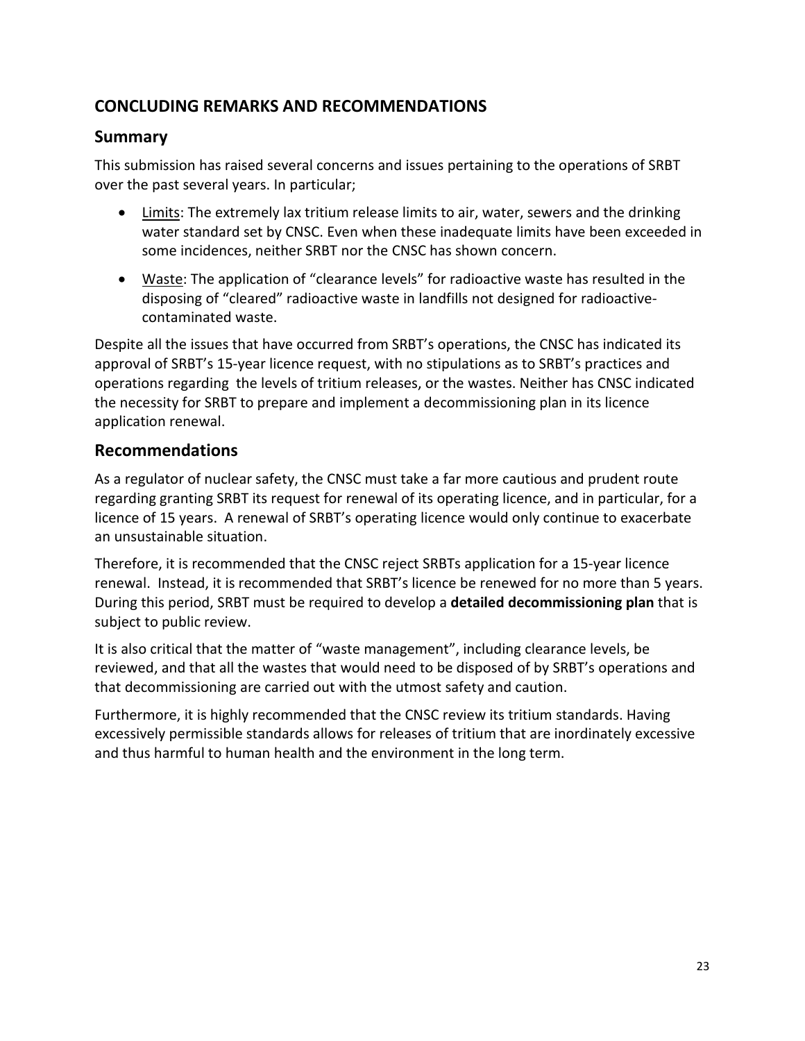## CONCLUDING REMARKS AND RECOMMENDATIONS

### Summary

This submission has raised several concerns and issues pertaining to the operations of SRBT over the past several years. In particular;

- Limits: The extremely lax tritium release limits to air, water, sewers and the drinking water standard set by CNSC. Even when these inadequate limits have been exceeded in some incidences, neither SRBT nor the CNSC has shown concern.
- Waste: The application of "clearance levels" for radioactive waste has resulted in the disposing of "cleared" radioactive waste in landfills not designed for radioactive-contaminated waste.

Despite all the issues that have occurred from SRBT's operations, the CNSC has indicated its approval of SRBT's 15-year licence request, with no stipulations as to SRBT's practices and operations regarding the levels of tritium releases, or the wastes. Neither has CNSC indicated the necessity for SRBT to prepare and implement a decommissioning plan in its licence application renewal.

### Recommendations

As a regulator of nuclear safety, the CNSC must take a far more cautious and prudent route regarding granting SRBT its request for renewal of its operating licence, and in particular, for a licence of 15 years. A renewal of SRBT's operating licence would only continue to exacerbate an unsustainable situation.

Therefore, it is recommended that the CNSC reject SRBTs application for a 15-year licence renewal. Instead, it is recommended that SRBT's licence be renewed for no more than 5 years. During this period, SRBT must be required to develop a **detailed decommissioning plan** that is subject to public review.

It is also critical that the matter of "waste management", including clearance levels, be reviewed, and that all the wastes that would need to be disposed of by SRBT's operations and that decommissioning are carried out with the utmost safety and caution.

Furthermore, it is highly recommended that the CNSC review its tritium standards. Having excessively permissible standards allows for releases of tritium that are inordinately excessive and thus harmful to human health and the environment in the long term.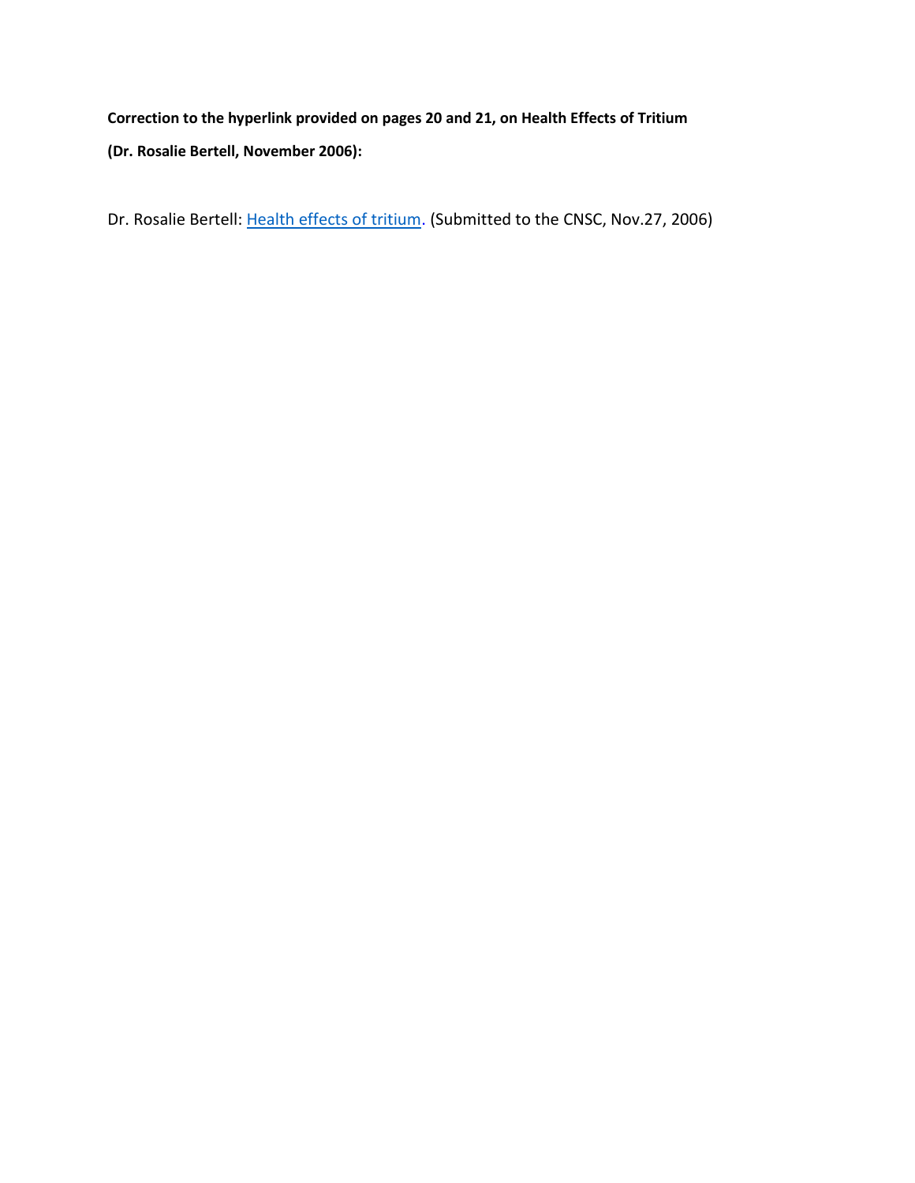**Correction to the hyperlink provided on pages 20 and 21, on Health Effects of Tritium**

**(Dr. Rosalie Bertell, November 2006):**

Dr. Rosalie Bertell: Health effects of tritium. (Submitted to the CNSC, Nov.27, 2006)